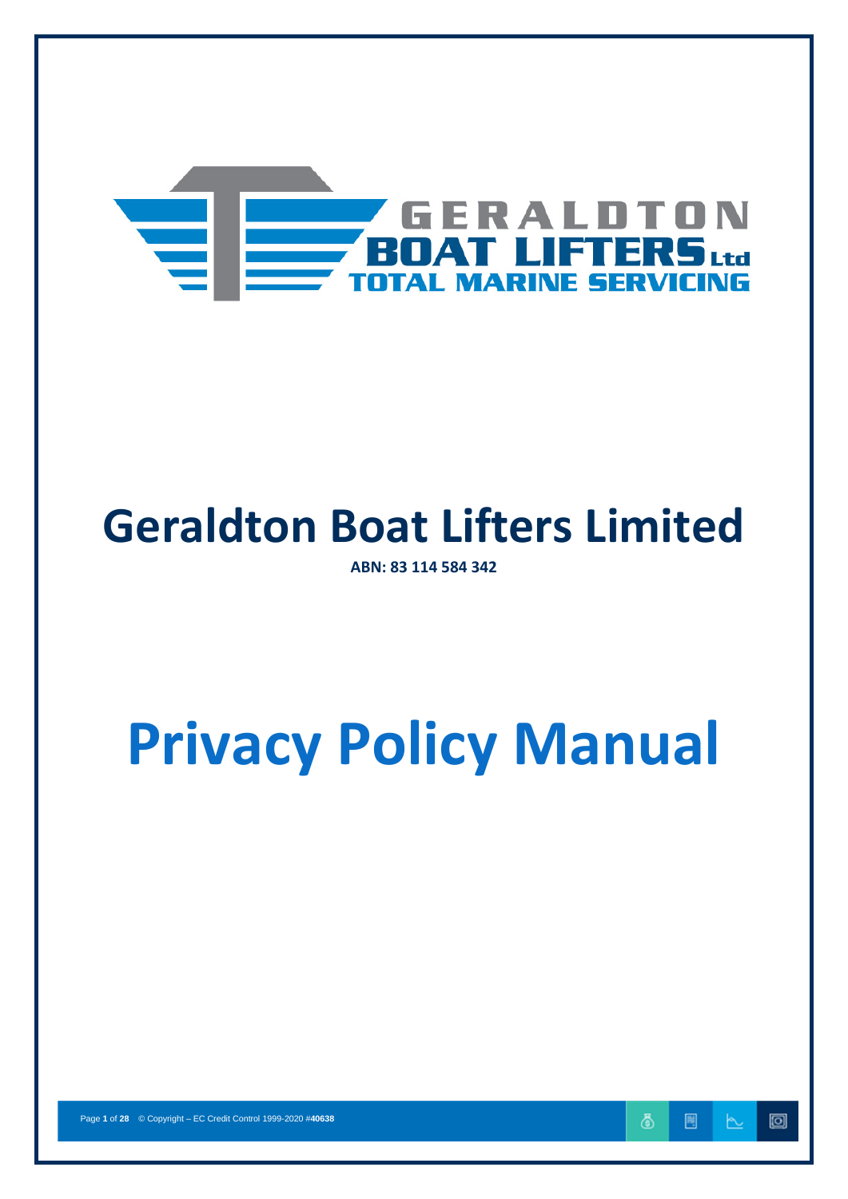# Geraldton Boat Lifters Limited

**ABN: 83 114 584 342**

# Privacy Policy Manual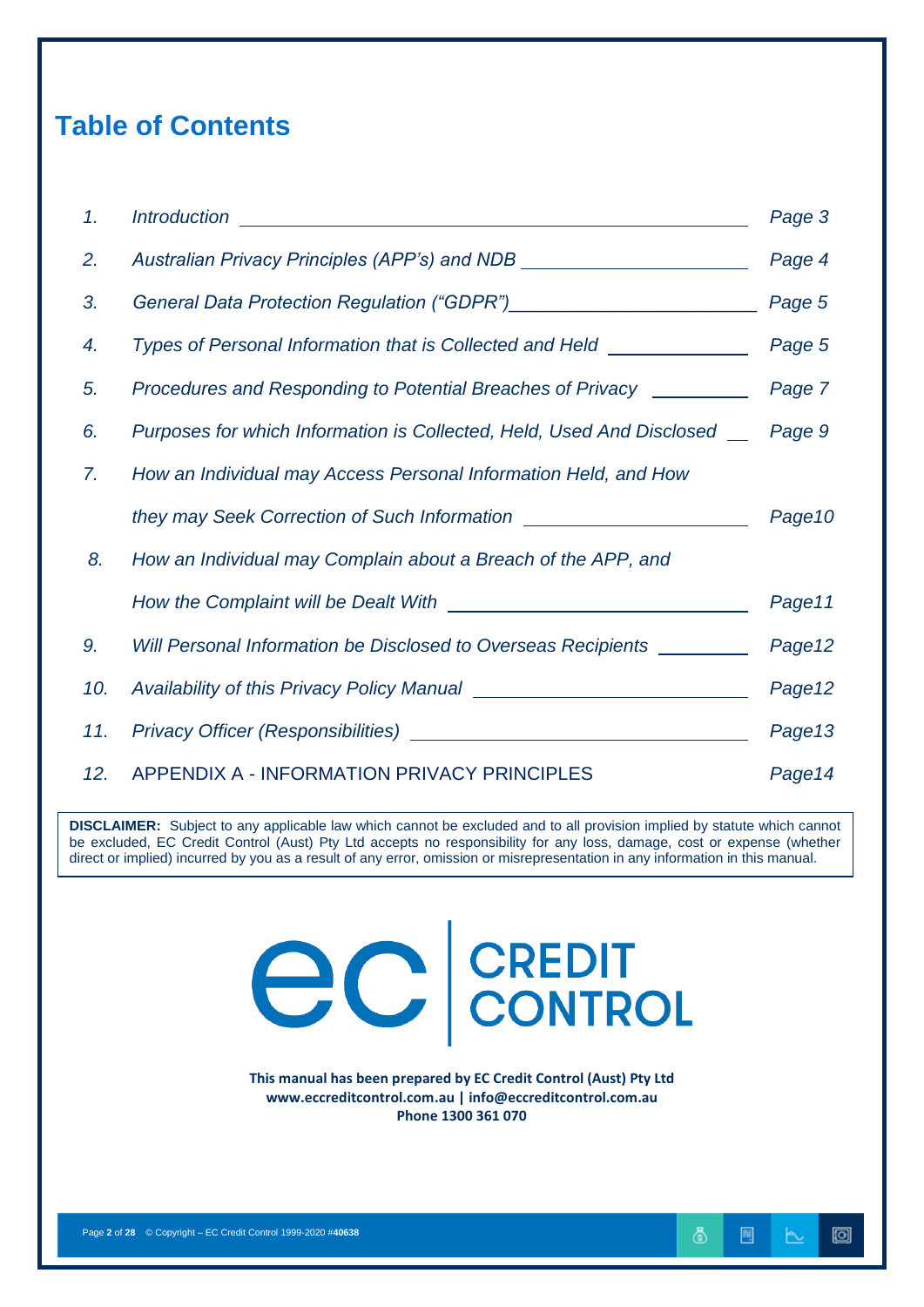# Table of Contents

| | | |
|---|---|---|
| *1.* | *Introduction* | *Page 3* |
| *2.* | *Australian Privacy Principles (APP's) and NDB* | *Page 4* |
| *3.* | *General Data Protection Regulation ("GDPR")* | *Page 5* |
| *4.* | *Types of Personal Information that is Collected and Held* | *Page 5* |
| *5.* | *Procedures and Responding to Potential Breaches of Privacy* | *Page 7* |
| *6.* | *Purposes for which Information is Collected, Held, Used And Disclosed* | *Page 9* |
| *7.* | *How an Individual may Access Personal Information Held, and How they may Seek Correction of Such Information* | *Page10* |
| *8.* | *How an Individual may Complain about a Breach of the APP, and How the Complaint will be Dealt With* | *Page11* |
| *9.* | *Will Personal Information be Disclosed to Overseas Recipients* | *Page12* |
| *10.* | *Availability of this Privacy Policy Manual* | *Page12* |
| *11.* | *Privacy Officer (Responsibilities)* | *Page13* |
| *12.* | APPENDIX A - INFORMATION PRIVACY PRINCIPLES | *Page14* |

**DISCLAIMER:** Subject to any applicable law which cannot be excluded and to all provision implied by statute which cannot be excluded, EC Credit Control (Aust) Pty Ltd accepts no responsibility for any loss, damage, cost or expense (whether direct or implied) incurred by you as a result of any error, omission or misrepresentation in any information in this manual.

ec | CREDIT CONTROL

**This manual has been prepared by EC Credit Control (Aust) Pty Ltd**
**www.eccreditcontrol.com.au | info@eccreditcontrol.com.au**
**Phone 1300 361 070**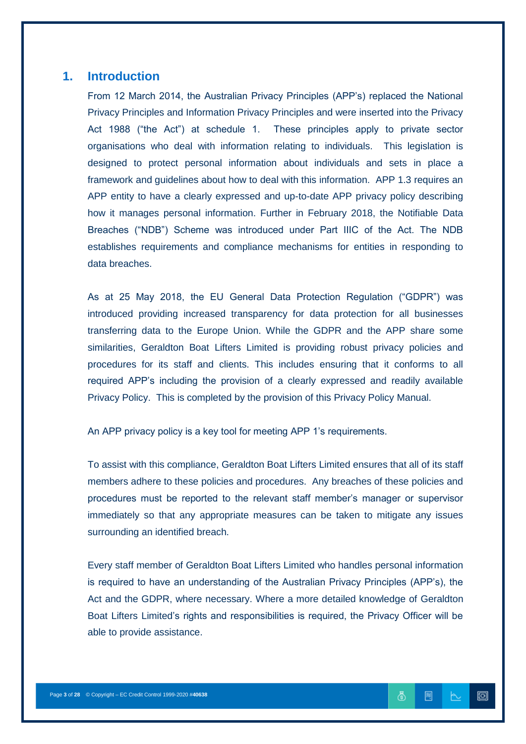## 1. Introduction

From 12 March 2014, the Australian Privacy Principles (APP's) replaced the National Privacy Principles and Information Privacy Principles and were inserted into the Privacy Act 1988 ("the Act") at schedule 1. These principles apply to private sector organisations who deal with information relating to individuals. This legislation is designed to protect personal information about individuals and sets in place a framework and guidelines about how to deal with this information. APP 1.3 requires an APP entity to have a clearly expressed and up-to-date APP privacy policy describing how it manages personal information. Further in February 2018, the Notifiable Data Breaches ("NDB") Scheme was introduced under Part IIIC of the Act. The NDB establishes requirements and compliance mechanisms for entities in responding to data breaches.

As at 25 May 2018, the EU General Data Protection Regulation ("GDPR") was introduced providing increased transparency for data protection for all businesses transferring data to the Europe Union. While the GDPR and the APP share some similarities, Geraldton Boat Lifters Limited is providing robust privacy policies and procedures for its staff and clients. This includes ensuring that it conforms to all required APP's including the provision of a clearly expressed and readily available Privacy Policy. This is completed by the provision of this Privacy Policy Manual.

An APP privacy policy is a key tool for meeting APP 1's requirements.

To assist with this compliance, Geraldton Boat Lifters Limited ensures that all of its staff members adhere to these policies and procedures. Any breaches of these policies and procedures must be reported to the relevant staff member's manager or supervisor immediately so that any appropriate measures can be taken to mitigate any issues surrounding an identified breach.

Every staff member of Geraldton Boat Lifters Limited who handles personal information is required to have an understanding of the Australian Privacy Principles (APP's), the Act and the GDPR, where necessary. Where a more detailed knowledge of Geraldton Boat Lifters Limited's rights and responsibilities is required, the Privacy Officer will be able to provide assistance.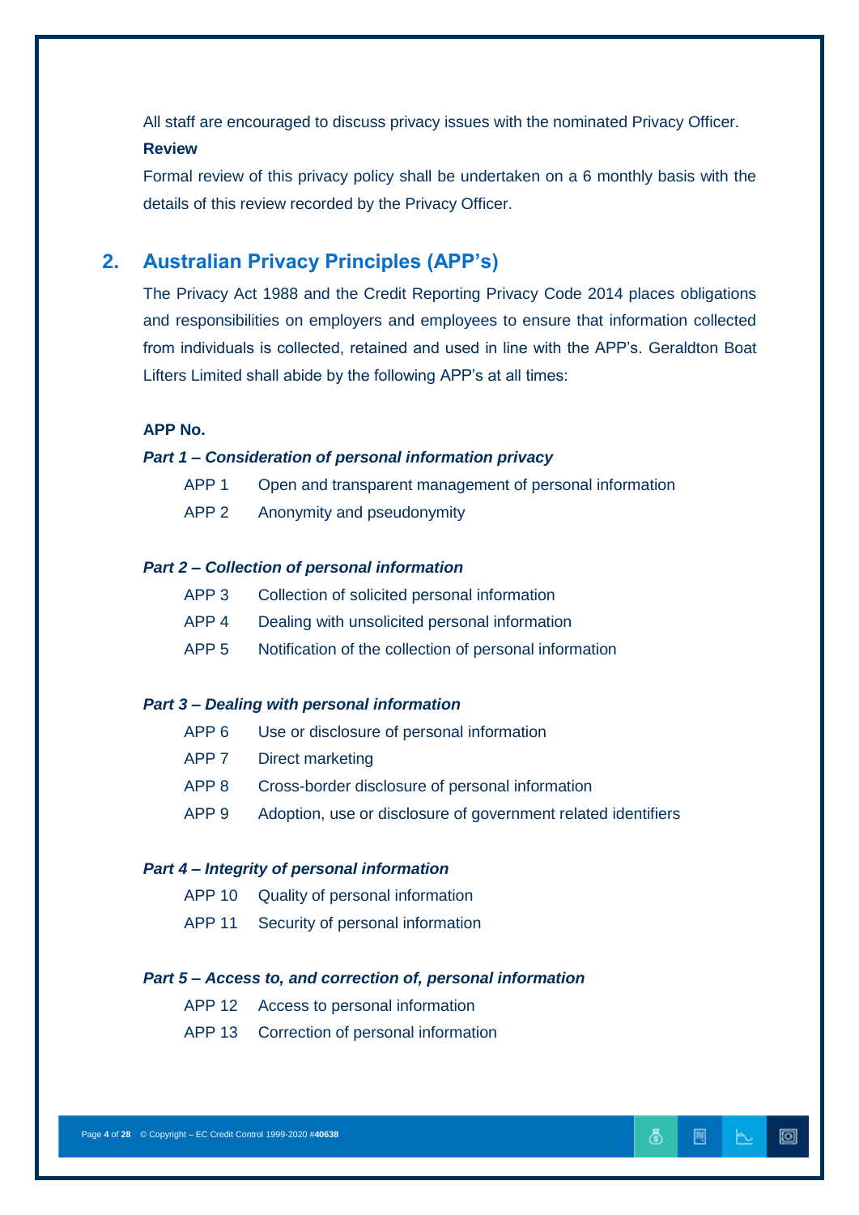All staff are encouraged to discuss privacy issues with the nominated Privacy Officer.

**Review**

Formal review of this privacy policy shall be undertaken on a 6 monthly basis with the details of this review recorded by the Privacy Officer.

## 2. Australian Privacy Principles (APP's)

The Privacy Act 1988 and the Credit Reporting Privacy Code 2014 places obligations and responsibilities on employers and employees to ensure that information collected from individuals is collected, retained and used in line with the APP's. Geraldton Boat Lifters Limited shall abide by the following APP's at all times:

**APP No.**

***Part 1 – Consideration of personal information privacy***

- APP 1 Open and transparent management of personal information
- APP 2 Anonymity and pseudonymity

***Part 2 – Collection of personal information***

- APP 3 Collection of solicited personal information
- APP 4 Dealing with unsolicited personal information
- APP 5 Notification of the collection of personal information

***Part 3 – Dealing with personal information***

- APP 6 Use or disclosure of personal information
- APP 7 Direct marketing
- APP 8 Cross-border disclosure of personal information
- APP 9 Adoption, use or disclosure of government related identifiers

***Part 4 – Integrity of personal information***

- APP 10 Quality of personal information
- APP 11 Security of personal information

***Part 5 – Access to, and correction of, personal information***

- APP 12 Access to personal information
- APP 13 Correction of personal information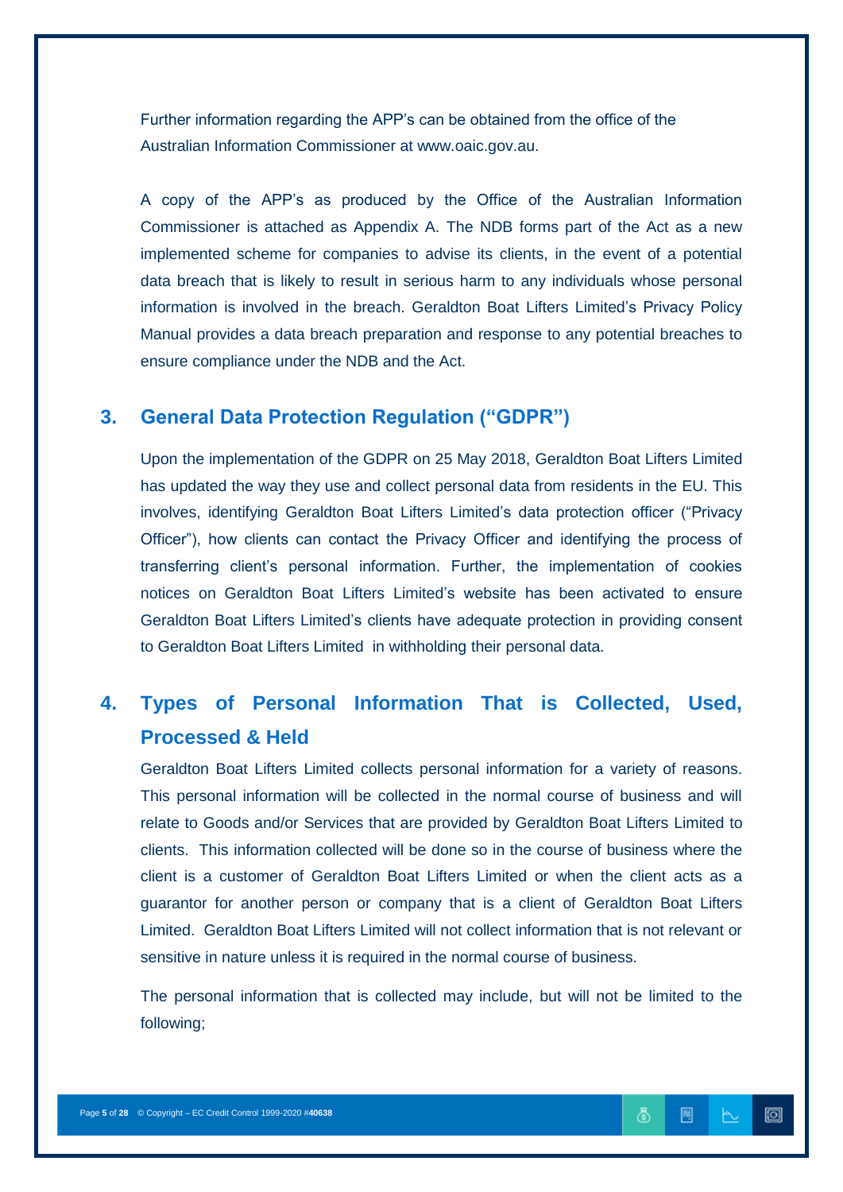Further information regarding the APP's can be obtained from the office of the Australian Information Commissioner at www.oaic.gov.au.

A copy of the APP's as produced by the Office of the Australian Information Commissioner is attached as Appendix A. The NDB forms part of the Act as a new implemented scheme for companies to advise its clients, in the event of a potential data breach that is likely to result in serious harm to any individuals whose personal information is involved in the breach. Geraldton Boat Lifters Limited's Privacy Policy Manual provides a data breach preparation and response to any potential breaches to ensure compliance under the NDB and the Act.

## 3. General Data Protection Regulation ("GDPR")

Upon the implementation of the GDPR on 25 May 2018, Geraldton Boat Lifters Limited has updated the way they use and collect personal data from residents in the EU. This involves, identifying Geraldton Boat Lifters Limited's data protection officer ("Privacy Officer"), how clients can contact the Privacy Officer and identifying the process of transferring client's personal information. Further, the implementation of cookies notices on Geraldton Boat Lifters Limited's website has been activated to ensure Geraldton Boat Lifters Limited's clients have adequate protection in providing consent to Geraldton Boat Lifters Limited in withholding their personal data.

## 4. Types of Personal Information That is Collected, Used, Processed & Held

Geraldton Boat Lifters Limited collects personal information for a variety of reasons. This personal information will be collected in the normal course of business and will relate to Goods and/or Services that are provided by Geraldton Boat Lifters Limited to clients. This information collected will be done so in the course of business where the client is a customer of Geraldton Boat Lifters Limited or when the client acts as a guarantor for another person or company that is a client of Geraldton Boat Lifters Limited. Geraldton Boat Lifters Limited will not collect information that is not relevant or sensitive in nature unless it is required in the normal course of business.

The personal information that is collected may include, but will not be limited to the following;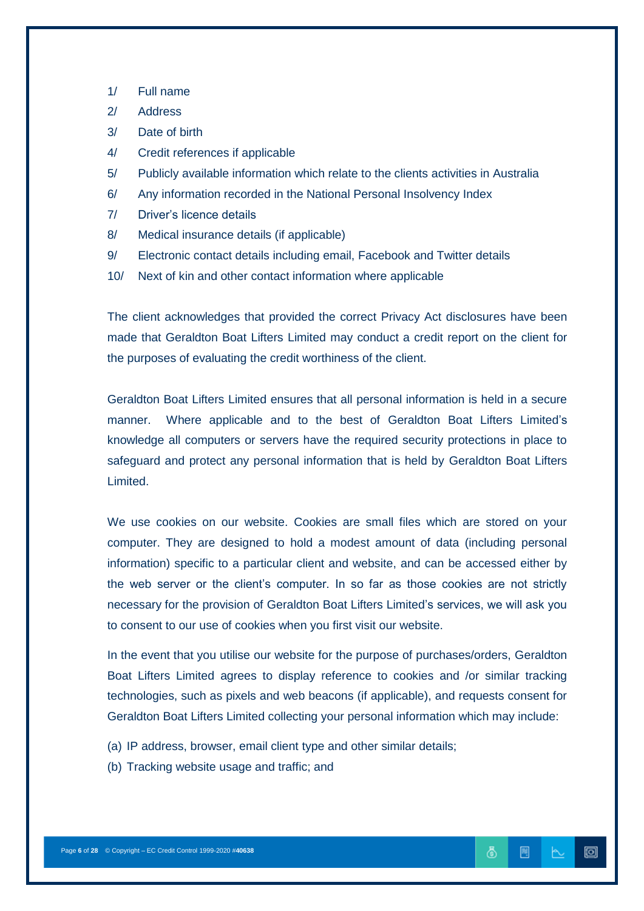1/ Full name

2/ Address

3/ Date of birth

4/ Credit references if applicable

5/ Publicly available information which relate to the clients activities in Australia

6/ Any information recorded in the National Personal Insolvency Index

7/ Driver's licence details

8/ Medical insurance details (if applicable)

9/ Electronic contact details including email, Facebook and Twitter details

10/ Next of kin and other contact information where applicable

The client acknowledges that provided the correct Privacy Act disclosures have been made that Geraldton Boat Lifters Limited may conduct a credit report on the client for the purposes of evaluating the credit worthiness of the client.

Geraldton Boat Lifters Limited ensures that all personal information is held in a secure manner. Where applicable and to the best of Geraldton Boat Lifters Limited's knowledge all computers or servers have the required security protections in place to safeguard and protect any personal information that is held by Geraldton Boat Lifters Limited.

We use cookies on our website. Cookies are small files which are stored on your computer. They are designed to hold a modest amount of data (including personal information) specific to a particular client and website, and can be accessed either by the web server or the client's computer. In so far as those cookies are not strictly necessary for the provision of Geraldton Boat Lifters Limited's services, we will ask you to consent to our use of cookies when you first visit our website.

In the event that you utilise our website for the purpose of purchases/orders, Geraldton Boat Lifters Limited agrees to display reference to cookies and /or similar tracking technologies, such as pixels and web beacons (if applicable), and requests consent for Geraldton Boat Lifters Limited collecting your personal information which may include:

(a) IP address, browser, email client type and other similar details;

(b) Tracking website usage and traffic; and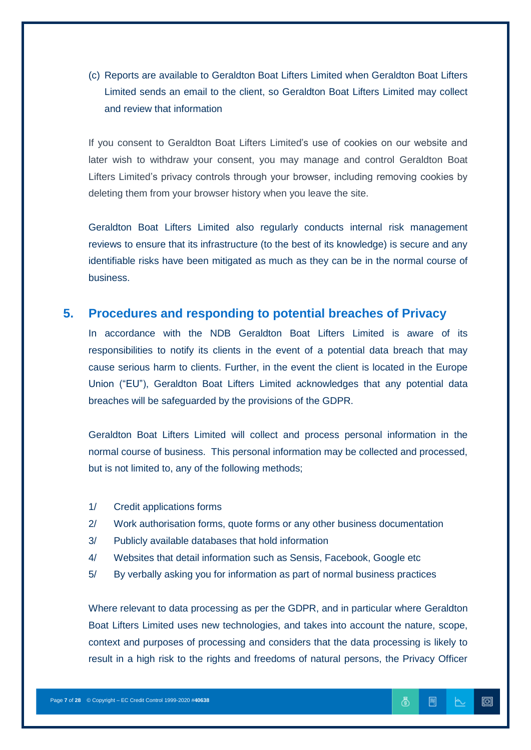(c) Reports are available to Geraldton Boat Lifters Limited when Geraldton Boat Lifters Limited sends an email to the client, so Geraldton Boat Lifters Limited may collect and review that information

If you consent to Geraldton Boat Lifters Limited's use of cookies on our website and later wish to withdraw your consent, you may manage and control Geraldton Boat Lifters Limited's privacy controls through your browser, including removing cookies by deleting them from your browser history when you leave the site.

Geraldton Boat Lifters Limited also regularly conducts internal risk management reviews to ensure that its infrastructure (to the best of its knowledge) is secure and any identifiable risks have been mitigated as much as they can be in the normal course of business.

## 5. Procedures and responding to potential breaches of Privacy

In accordance with the NDB Geraldton Boat Lifters Limited is aware of its responsibilities to notify its clients in the event of a potential data breach that may cause serious harm to clients. Further, in the event the client is located in the Europe Union ("EU"), Geraldton Boat Lifters Limited acknowledges that any potential data breaches will be safeguarded by the provisions of the GDPR.

Geraldton Boat Lifters Limited will collect and process personal information in the normal course of business. This personal information may be collected and processed, but is not limited to, any of the following methods;

1/ Credit applications forms
2/ Work authorisation forms, quote forms or any other business documentation
3/ Publicly available databases that hold information
4/ Websites that detail information such as Sensis, Facebook, Google etc
5/ By verbally asking you for information as part of normal business practices

Where relevant to data processing as per the GDPR, and in particular where Geraldton Boat Lifters Limited uses new technologies, and takes into account the nature, scope, context and purposes of processing and considers that the data processing is likely to result in a high risk to the rights and freedoms of natural persons, the Privacy Officer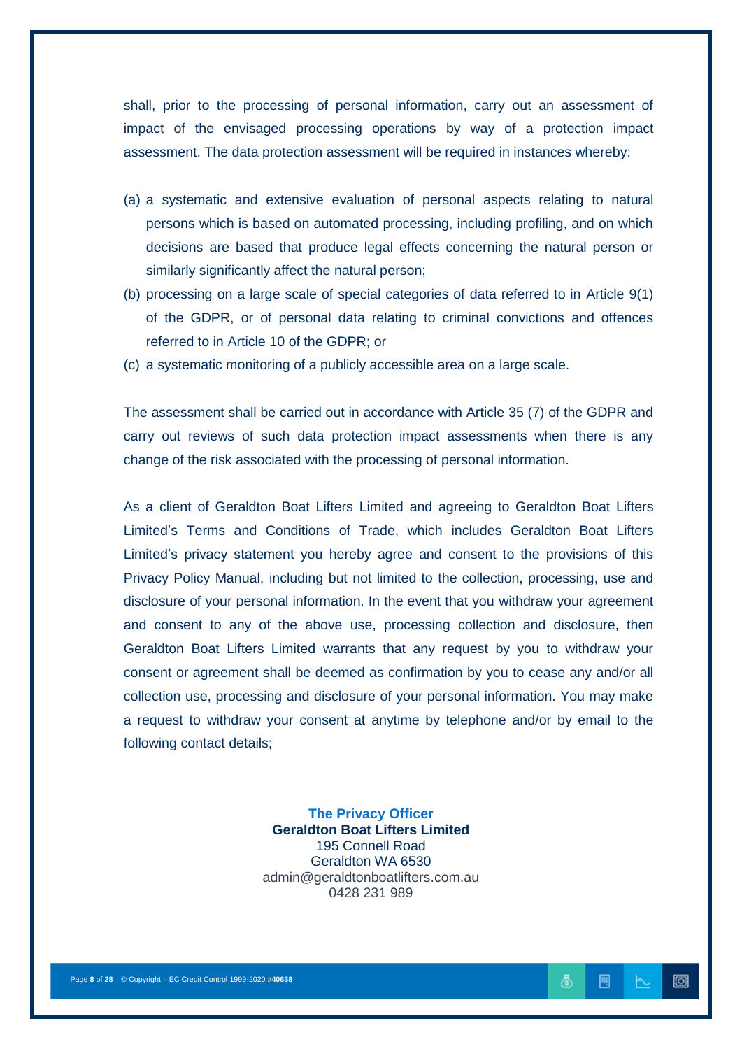shall, prior to the processing of personal information, carry out an assessment of impact of the envisaged processing operations by way of a protection impact assessment. The data protection assessment will be required in instances whereby:

(a) a systematic and extensive evaluation of personal aspects relating to natural persons which is based on automated processing, including profiling, and on which decisions are based that produce legal effects concerning the natural person or similarly significantly affect the natural person;
(b) processing on a large scale of special categories of data referred to in Article 9(1) of the GDPR, or of personal data relating to criminal convictions and offences referred to in Article 10 of the GDPR; or
(c) a systematic monitoring of a publicly accessible area on a large scale.

The assessment shall be carried out in accordance with Article 35 (7) of the GDPR and carry out reviews of such data protection impact assessments when there is any change of the risk associated with the processing of personal information.

As a client of Geraldton Boat Lifters Limited and agreeing to Geraldton Boat Lifters Limited's Terms and Conditions of Trade, which includes Geraldton Boat Lifters Limited's privacy statement you hereby agree and consent to the provisions of this Privacy Policy Manual, including but not limited to the collection, processing, use and disclosure of your personal information. In the event that you withdraw your agreement and consent to any of the above use, processing collection and disclosure, then Geraldton Boat Lifters Limited warrants that any request by you to withdraw your consent or agreement shall be deemed as confirmation by you to cease any and/or all collection use, processing and disclosure of your personal information. You may make a request to withdraw your consent at anytime by telephone and/or by email to the following contact details;

**The Privacy Officer**
**Geraldton Boat Lifters Limited**
195 Connell Road
Geraldton WA 6530
admin@geraldtonboatlifters.com.au
0428 231 989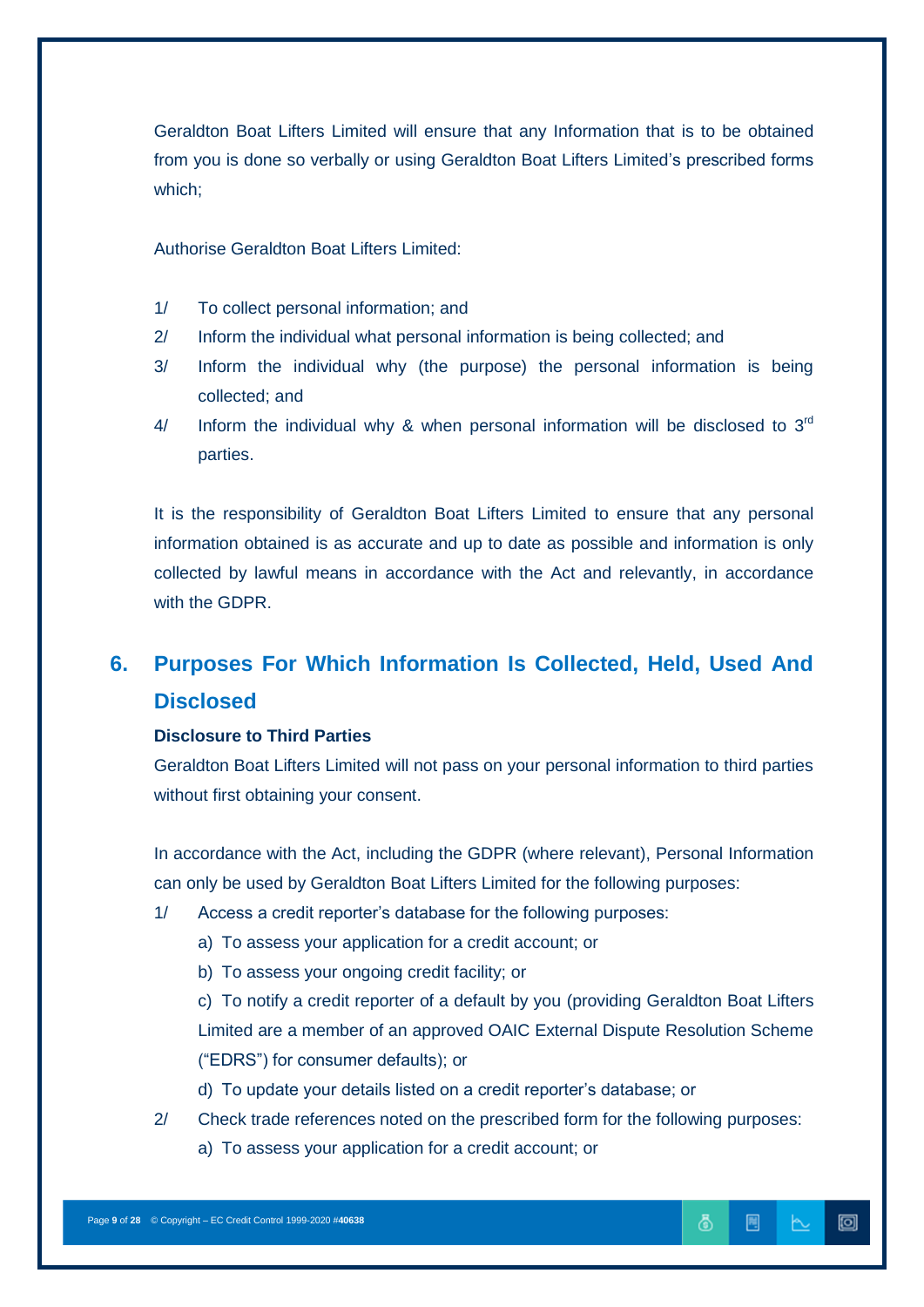Geraldton Boat Lifters Limited will ensure that any Information that is to be obtained from you is done so verbally or using Geraldton Boat Lifters Limited's prescribed forms which;

Authorise Geraldton Boat Lifters Limited:

1/ To collect personal information; and

2/ Inform the individual what personal information is being collected; and

3/ Inform the individual why (the purpose) the personal information is being collected; and

4/ Inform the individual why & when personal information will be disclosed to 3rd parties.

It is the responsibility of Geraldton Boat Lifters Limited to ensure that any personal information obtained is as accurate and up to date as possible and information is only collected by lawful means in accordance with the Act and relevantly, in accordance with the GDPR.

## 6. Purposes For Which Information Is Collected, Held, Used And Disclosed

**Disclosure to Third Parties**

Geraldton Boat Lifters Limited will not pass on your personal information to third parties without first obtaining your consent.

In accordance with the Act, including the GDPR (where relevant), Personal Information can only be used by Geraldton Boat Lifters Limited for the following purposes:

1/ Access a credit reporter's database for the following purposes:

a) To assess your application for a credit account; or

b) To assess your ongoing credit facility; or

c) To notify a credit reporter of a default by you (providing Geraldton Boat Lifters Limited are a member of an approved OAIC External Dispute Resolution Scheme ("EDRS") for consumer defaults); or

d) To update your details listed on a credit reporter's database; or

2/ Check trade references noted on the prescribed form for the following purposes:

a) To assess your application for a credit account; or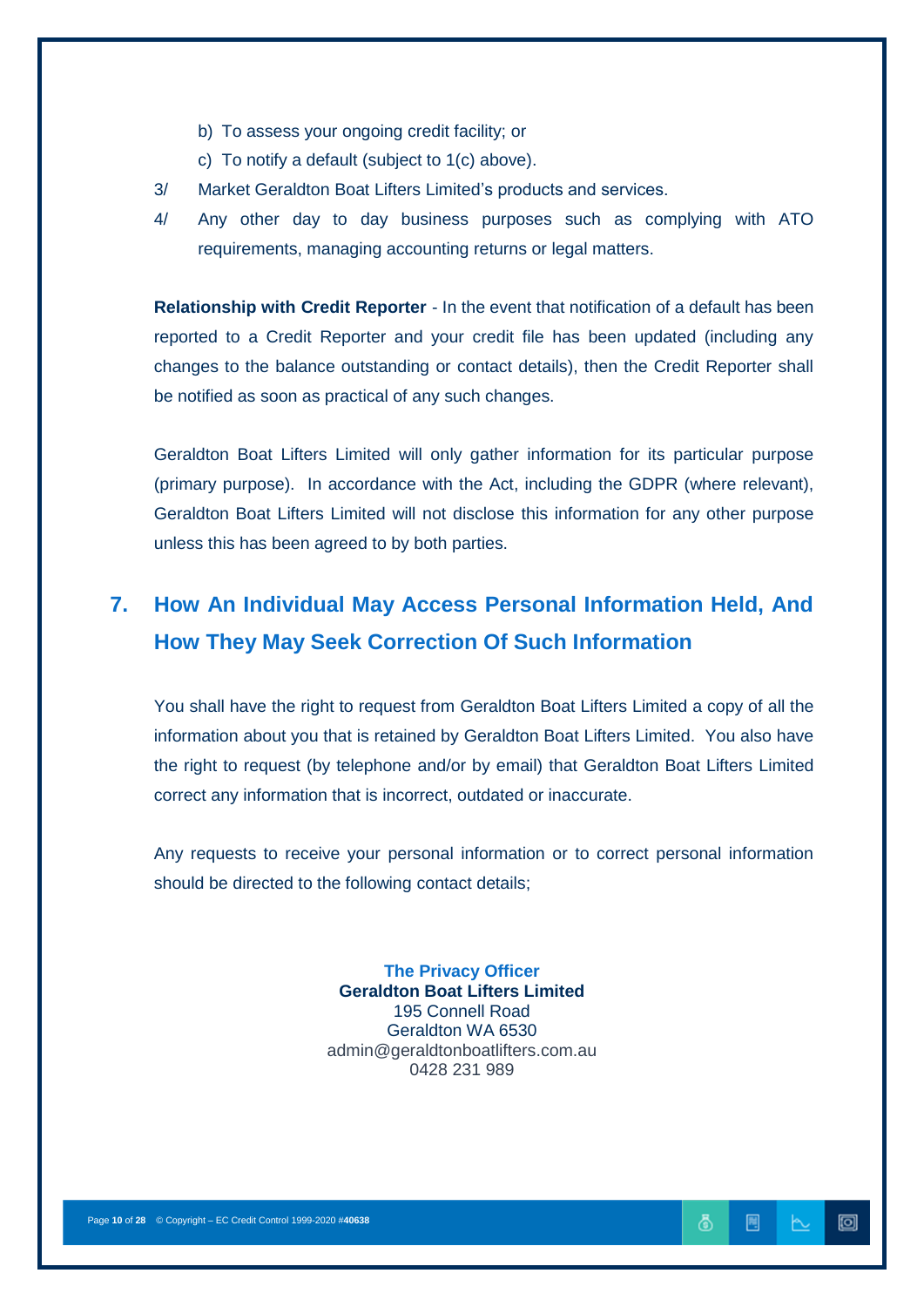b) To assess your ongoing credit facility; or

c) To notify a default (subject to 1(c) above).

3/ Market Geraldton Boat Lifters Limited's products and services.

4/ Any other day to day business purposes such as complying with ATO requirements, managing accounting returns or legal matters.

**Relationship with Credit Reporter** - In the event that notification of a default has been reported to a Credit Reporter and your credit file has been updated (including any changes to the balance outstanding or contact details), then the Credit Reporter shall be notified as soon as practical of any such changes.

Geraldton Boat Lifters Limited will only gather information for its particular purpose (primary purpose). In accordance with the Act, including the GDPR (where relevant), Geraldton Boat Lifters Limited will not disclose this information for any other purpose unless this has been agreed to by both parties.

## 7. How An Individual May Access Personal Information Held, And How They May Seek Correction Of Such Information

You shall have the right to request from Geraldton Boat Lifters Limited a copy of all the information about you that is retained by Geraldton Boat Lifters Limited. You also have the right to request (by telephone and/or by email) that Geraldton Boat Lifters Limited correct any information that is incorrect, outdated or inaccurate.

Any requests to receive your personal information or to correct personal information should be directed to the following contact details;

**The Privacy Officer**
**Geraldton Boat Lifters Limited**
195 Connell Road
Geraldton WA 6530
admin@geraldtonboatlifters.com.au
0428 231 989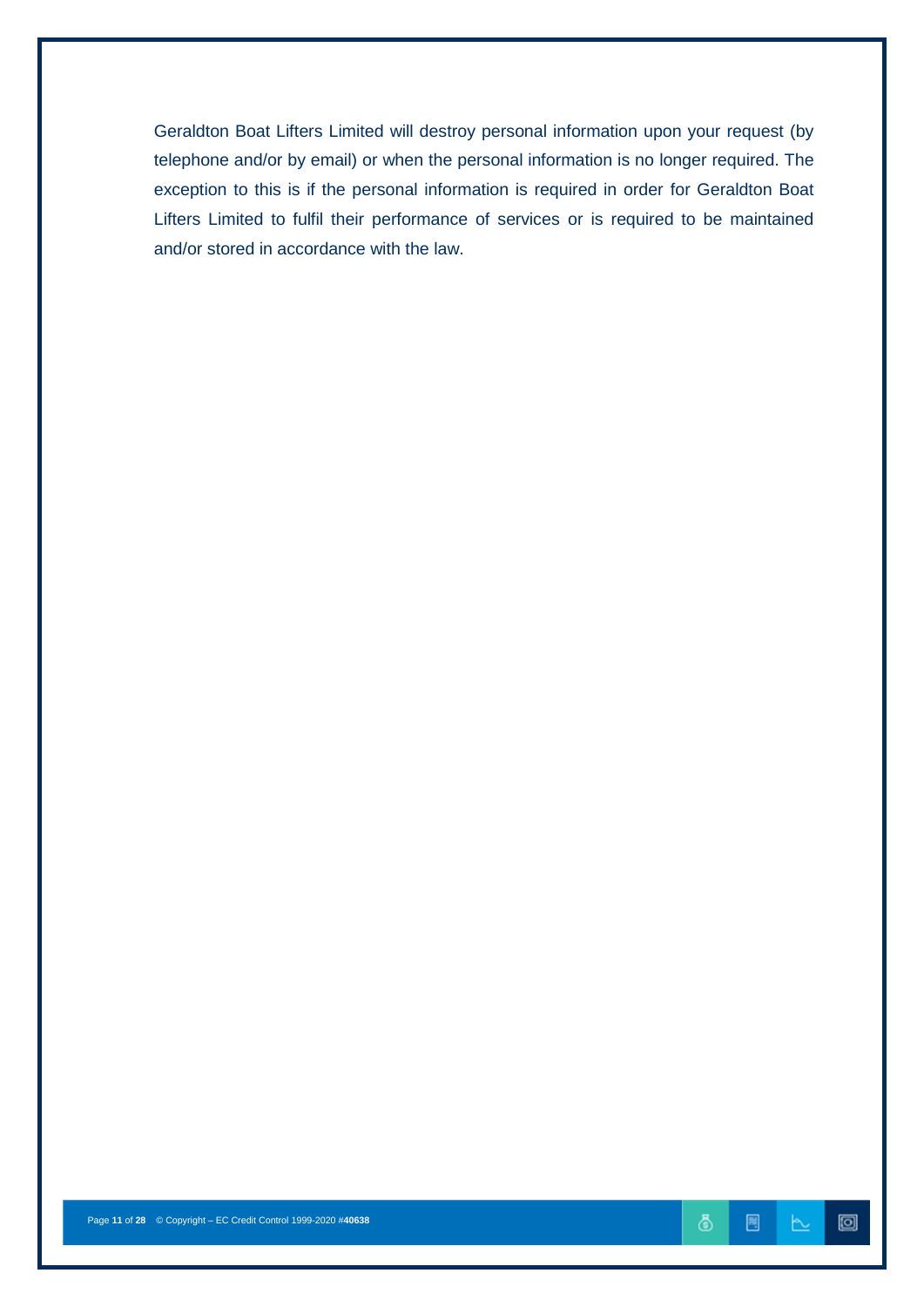Geraldton Boat Lifters Limited will destroy personal information upon your request (by telephone and/or by email) or when the personal information is no longer required. The exception to this is if the personal information is required in order for Geraldton Boat Lifters Limited to fulfil their performance of services or is required to be maintained and/or stored in accordance with the law.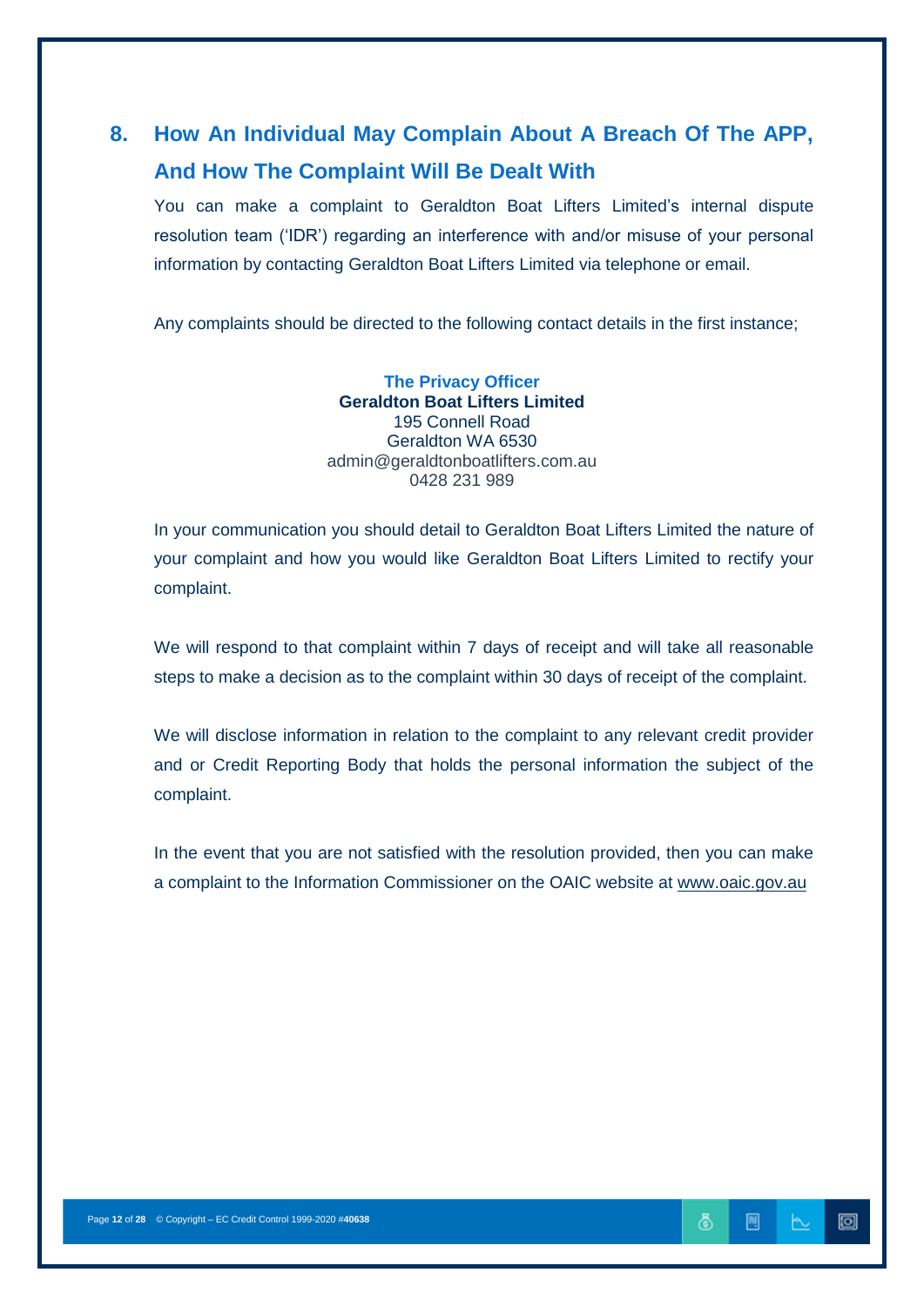## 8. How An Individual May Complain About A Breach Of The APP, And How The Complaint Will Be Dealt With

You can make a complaint to Geraldton Boat Lifters Limited's internal dispute resolution team ('IDR') regarding an interference with and/or misuse of your personal information by contacting Geraldton Boat Lifters Limited via telephone or email.

Any complaints should be directed to the following contact details in the first instance;

**The Privacy Officer**
**Geraldton Boat Lifters Limited**
195 Connell Road
Geraldton WA 6530
admin@geraldtonboatlifters.com.au
0428 231 989

In your communication you should detail to Geraldton Boat Lifters Limited the nature of your complaint and how you would like Geraldton Boat Lifters Limited to rectify your complaint.

We will respond to that complaint within 7 days of receipt and will take all reasonable steps to make a decision as to the complaint within 30 days of receipt of the complaint.

We will disclose information in relation to the complaint to any relevant credit provider and or Credit Reporting Body that holds the personal information the subject of the complaint.

In the event that you are not satisfied with the resolution provided, then you can make a complaint to the Information Commissioner on the OAIC website at www.oaic.gov.au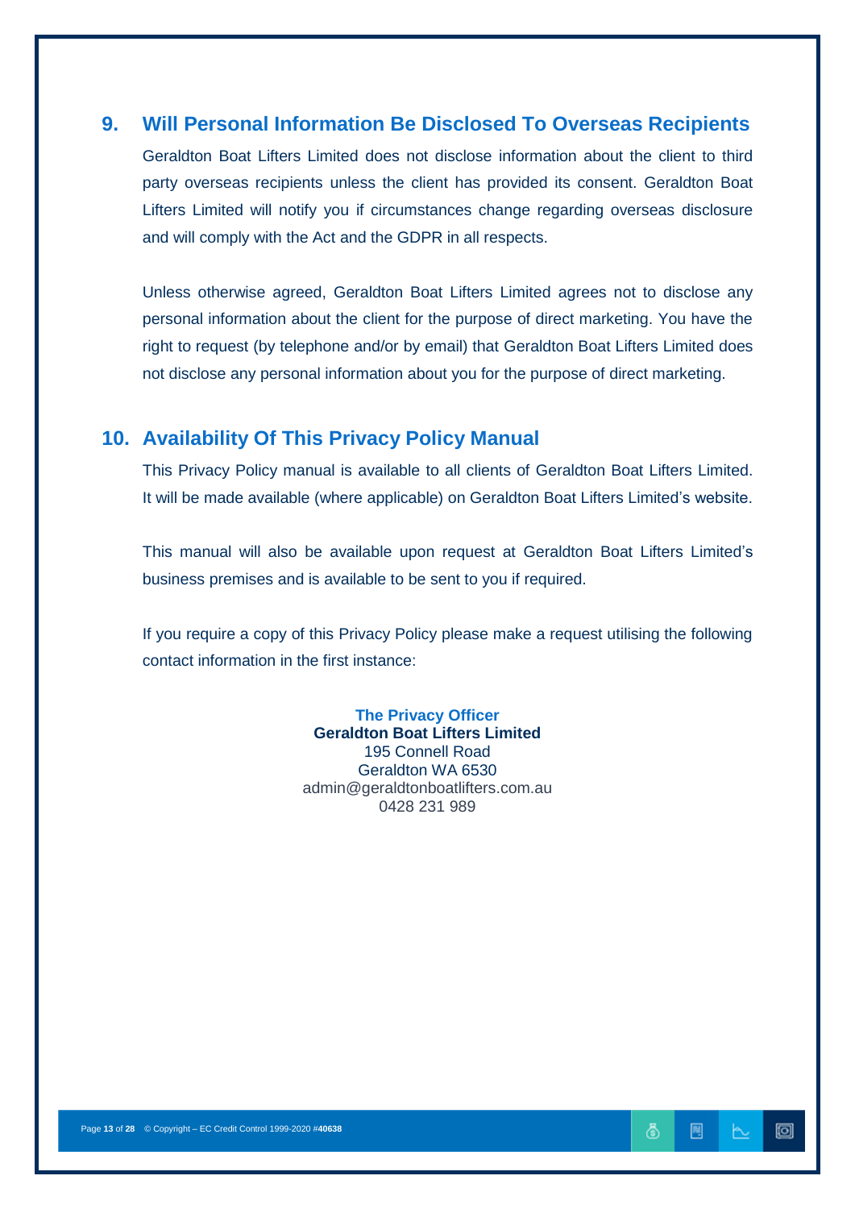## 9. Will Personal Information Be Disclosed To Overseas Recipients

Geraldton Boat Lifters Limited does not disclose information about the client to third party overseas recipients unless the client has provided its consent. Geraldton Boat Lifters Limited will notify you if circumstances change regarding overseas disclosure and will comply with the Act and the GDPR in all respects.

Unless otherwise agreed, Geraldton Boat Lifters Limited agrees not to disclose any personal information about the client for the purpose of direct marketing. You have the right to request (by telephone and/or by email) that Geraldton Boat Lifters Limited does not disclose any personal information about you for the purpose of direct marketing.

## 10. Availability Of This Privacy Policy Manual

This Privacy Policy manual is available to all clients of Geraldton Boat Lifters Limited. It will be made available (where applicable) on Geraldton Boat Lifters Limited's website.

This manual will also be available upon request at Geraldton Boat Lifters Limited's business premises and is available to be sent to you if required.

If you require a copy of this Privacy Policy please make a request utilising the following contact information in the first instance:

**The Privacy Officer**
**Geraldton Boat Lifters Limited**
195 Connell Road
Geraldton WA 6530
admin@geraldtonboatlifters.com.au
0428 231 989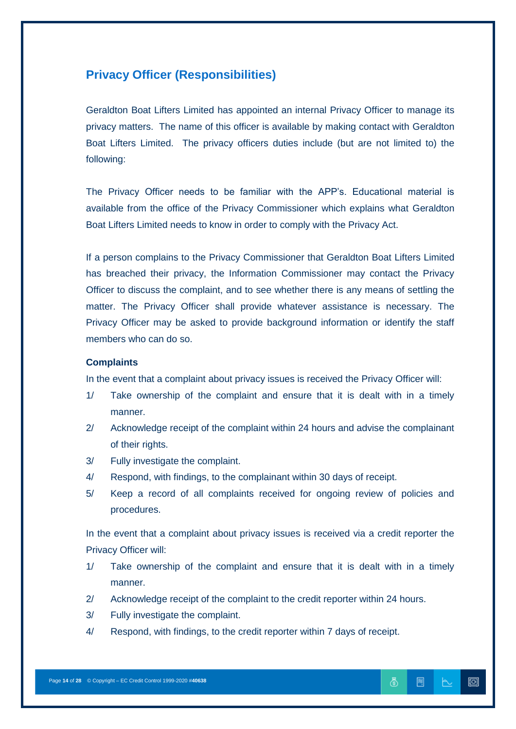## Privacy Officer (Responsibilities)

Geraldton Boat Lifters Limited has appointed an internal Privacy Officer to manage its privacy matters. The name of this officer is available by making contact with Geraldton Boat Lifters Limited. The privacy officers duties include (but are not limited to) the following:

The Privacy Officer needs to be familiar with the APP's. Educational material is available from the office of the Privacy Commissioner which explains what Geraldton Boat Lifters Limited needs to know in order to comply with the Privacy Act.

If a person complains to the Privacy Commissioner that Geraldton Boat Lifters Limited has breached their privacy, the Information Commissioner may contact the Privacy Officer to discuss the complaint, and to see whether there is any means of settling the matter. The Privacy Officer shall provide whatever assistance is necessary. The Privacy Officer may be asked to provide background information or identify the staff members who can do so.

### Complaints

In the event that a complaint about privacy issues is received the Privacy Officer will:

1/ Take ownership of the complaint and ensure that it is dealt with in a timely manner.

2/ Acknowledge receipt of the complaint within 24 hours and advise the complainant of their rights.

3/ Fully investigate the complaint.

4/ Respond, with findings, to the complainant within 30 days of receipt.

5/ Keep a record of all complaints received for ongoing review of policies and procedures.

In the event that a complaint about privacy issues is received via a credit reporter the Privacy Officer will:

1/ Take ownership of the complaint and ensure that it is dealt with in a timely manner.

2/ Acknowledge receipt of the complaint to the credit reporter within 24 hours.

3/ Fully investigate the complaint.

4/ Respond, with findings, to the credit reporter within 7 days of receipt.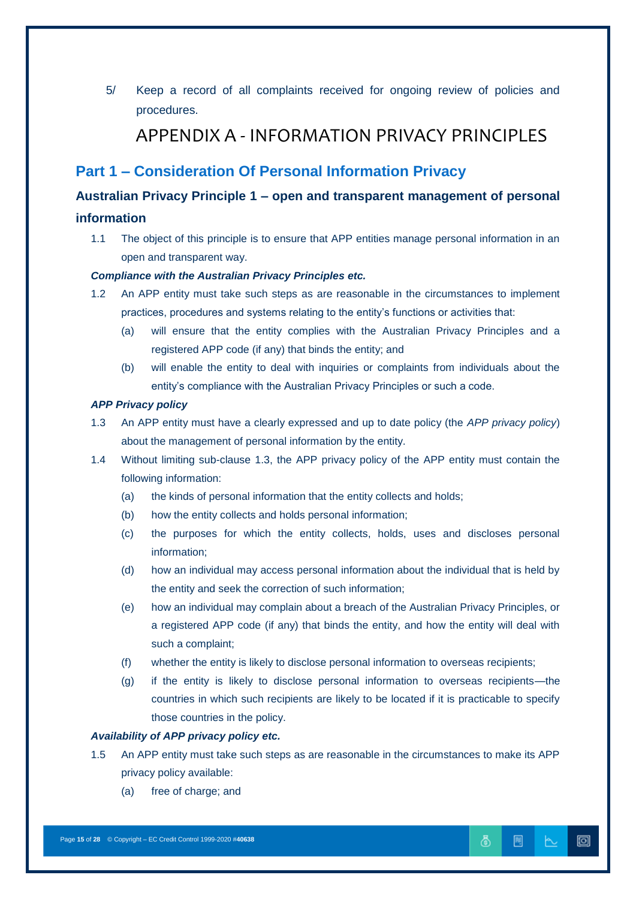5/ Keep a record of all complaints received for ongoing review of policies and procedures.

# APPENDIX A - INFORMATION PRIVACY PRINCIPLES

## Part 1 – Consideration Of Personal Information Privacy

### Australian Privacy Principle 1 – open and transparent management of personal information

1.1 The object of this principle is to ensure that APP entities manage personal information in an open and transparent way.

***Compliance with the Australian Privacy Principles etc.***

1.2 An APP entity must take such steps as are reasonable in the circumstances to implement practices, procedures and systems relating to the entity's functions or activities that:

(a) will ensure that the entity complies with the Australian Privacy Principles and a registered APP code (if any) that binds the entity; and

(b) will enable the entity to deal with inquiries or complaints from individuals about the entity's compliance with the Australian Privacy Principles or such a code.

***APP Privacy policy***

1.3 An APP entity must have a clearly expressed and up to date policy (the *APP privacy policy*) about the management of personal information by the entity.

1.4 Without limiting sub-clause 1.3, the APP privacy policy of the APP entity must contain the following information:

(a) the kinds of personal information that the entity collects and holds;

(b) how the entity collects and holds personal information;

(c) the purposes for which the entity collects, holds, uses and discloses personal information;

(d) how an individual may access personal information about the individual that is held by the entity and seek the correction of such information;

(e) how an individual may complain about a breach of the Australian Privacy Principles, or a registered APP code (if any) that binds the entity, and how the entity will deal with such a complaint;

(f) whether the entity is likely to disclose personal information to overseas recipients;

(g) if the entity is likely to disclose personal information to overseas recipients—the countries in which such recipients are likely to be located if it is practicable to specify those countries in the policy.

***Availability of APP privacy policy etc.***

1.5 An APP entity must take such steps as are reasonable in the circumstances to make its APP privacy policy available:

(a) free of charge; and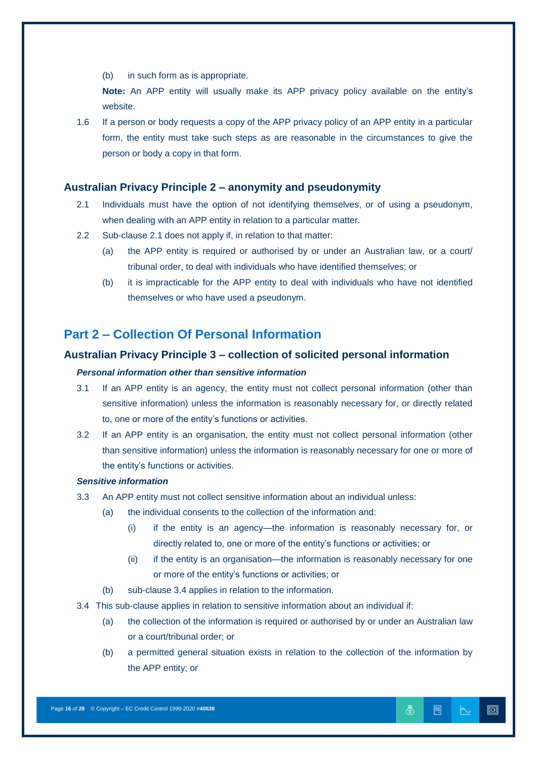(b) in such form as is appropriate.

**Note:** An APP entity will usually make its APP privacy policy available on the entity's website.

1.6 If a person or body requests a copy of the APP privacy policy of an APP entity in a particular form, the entity must take such steps as are reasonable in the circumstances to give the person or body a copy in that form.

### Australian Privacy Principle 2 – anonymity and pseudonymity

2.1 Individuals must have the option of not identifying themselves, or of using a pseudonym, when dealing with an APP entity in relation to a particular matter.

2.2 Sub-clause 2.1 does not apply if, in relation to that matter:

(a) the APP entity is required or authorised by or under an Australian law, or a court/ tribunal order, to deal with individuals who have identified themselves; or

(b) it is impracticable for the APP entity to deal with individuals who have not identified themselves or who have used a pseudonym.

## Part 2 – Collection Of Personal Information

### Australian Privacy Principle 3 – collection of solicited personal information

***Personal information other than sensitive information***

3.1 If an APP entity is an agency, the entity must not collect personal information (other than sensitive information) unless the information is reasonably necessary for, or directly related to, one or more of the entity's functions or activities.

3.2 If an APP entity is an organisation, the entity must not collect personal information (other than sensitive information) unless the information is reasonably necessary for one or more of the entity's functions or activities.

***Sensitive information***

3.3 An APP entity must not collect sensitive information about an individual unless:

(a) the individual consents to the collection of the information and:

(i) if the entity is an agency—the information is reasonably necessary for, or directly related to, one or more of the entity's functions or activities; or

(ii) if the entity is an organisation—the information is reasonably necessary for one or more of the entity's functions or activities; or

(b) sub-clause 3.4 applies in relation to the information.

3.4 This sub-clause applies in relation to sensitive information about an individual if:

(a) the collection of the information is required or authorised by or under an Australian law or a court/tribunal order; or

(b) a permitted general situation exists in relation to the collection of the information by the APP entity; or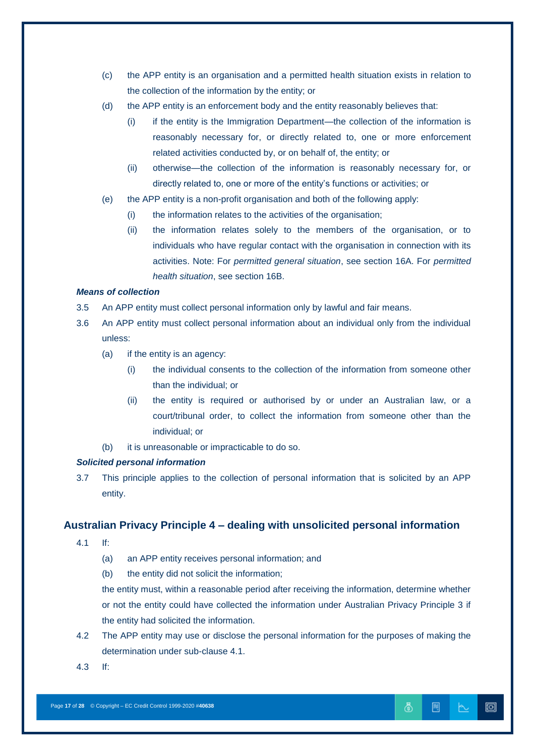(c) the APP entity is an organisation and a permitted health situation exists in relation to the collection of the information by the entity; or

(d) the APP entity is an enforcement body and the entity reasonably believes that:

   (i) if the entity is the Immigration Department—the collection of the information is reasonably necessary for, or directly related to, one or more enforcement related activities conducted by, or on behalf of, the entity; or

   (ii) otherwise—the collection of the information is reasonably necessary for, or directly related to, one or more of the entity's functions or activities; or

(e) the APP entity is a non-profit organisation and both of the following apply:

   (i) the information relates to the activities of the organisation;

   (ii) the information relates solely to the members of the organisation, or to individuals who have regular contact with the organisation in connection with its activities. Note: For *permitted general situation*, see section 16A. For *permitted health situation*, see section 16B.

***Means of collection***

3.5 An APP entity must collect personal information only by lawful and fair means.

3.6 An APP entity must collect personal information about an individual only from the individual unless:

(a) if the entity is an agency:

   (i) the individual consents to the collection of the information from someone other than the individual; or

   (ii) the entity is required or authorised by or under an Australian law, or a court/tribunal order, to collect the information from someone other than the individual; or

(b) it is unreasonable or impracticable to do so.

***Solicited personal information***

3.7 This principle applies to the collection of personal information that is solicited by an APP entity.

## Australian Privacy Principle 4 – dealing with unsolicited personal information

4.1 If:

(a) an APP entity receives personal information; and

(b) the entity did not solicit the information;

the entity must, within a reasonable period after receiving the information, determine whether or not the entity could have collected the information under Australian Privacy Principle 3 if the entity had solicited the information.

4.2 The APP entity may use or disclose the personal information for the purposes of making the determination under sub-clause 4.1.

4.3 If: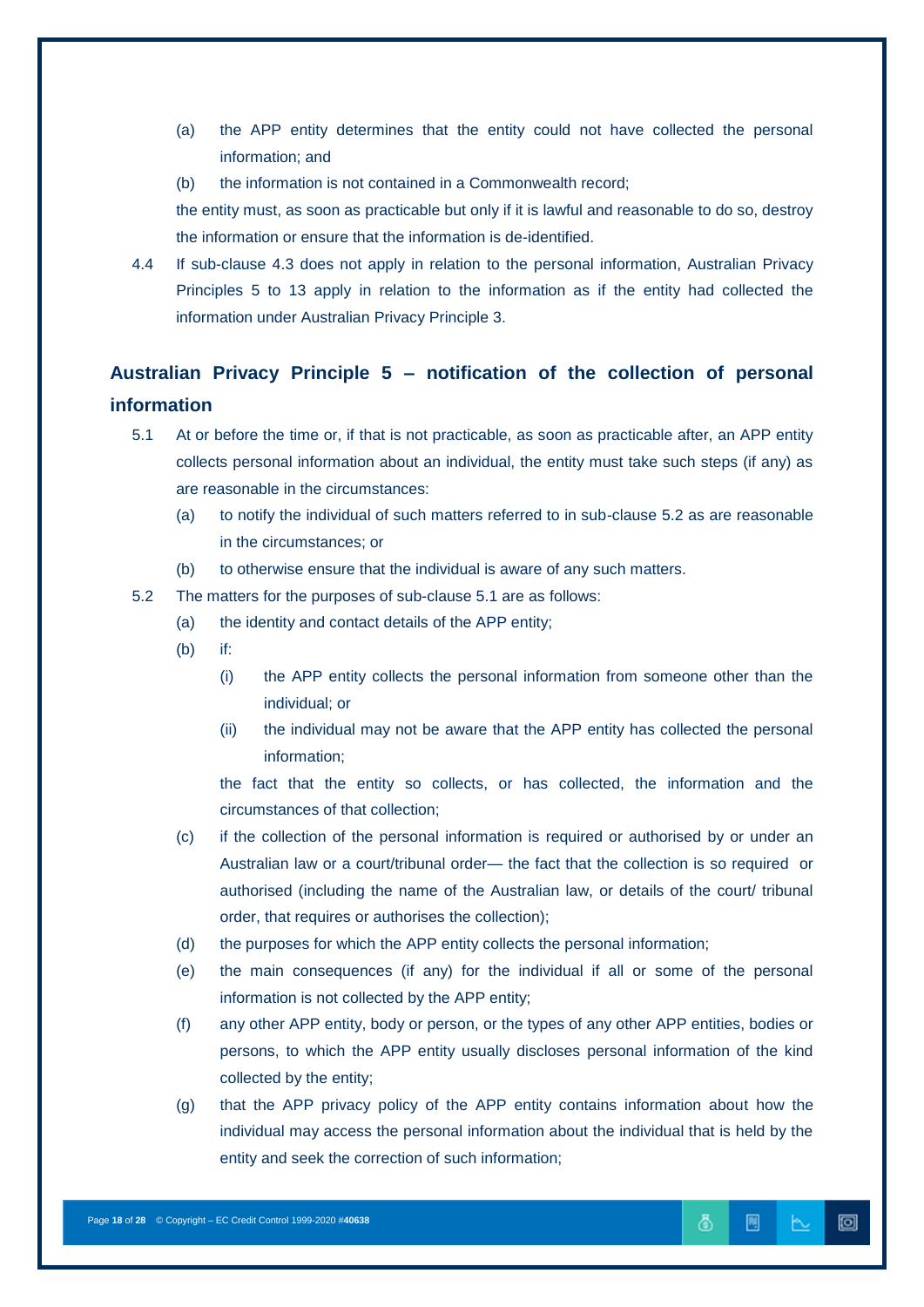(a) the APP entity determines that the entity could not have collected the personal information; and

(b) the information is not contained in a Commonwealth record;

the entity must, as soon as practicable but only if it is lawful and reasonable to do so, destroy the information or ensure that the information is de-identified.

4.4 If sub-clause 4.3 does not apply in relation to the personal information, Australian Privacy Principles 5 to 13 apply in relation to the information as if the entity had collected the information under Australian Privacy Principle 3.

## Australian Privacy Principle 5 – notification of the collection of personal information

5.1 At or before the time or, if that is not practicable, as soon as practicable after, an APP entity collects personal information about an individual, the entity must take such steps (if any) as are reasonable in the circumstances:

(a) to notify the individual of such matters referred to in sub-clause 5.2 as are reasonable in the circumstances; or

(b) to otherwise ensure that the individual is aware of any such matters.

5.2 The matters for the purposes of sub-clause 5.1 are as follows:

(a) the identity and contact details of the APP entity;

(b) if:

(i) the APP entity collects the personal information from someone other than the individual; or

(ii) the individual may not be aware that the APP entity has collected the personal information;

the fact that the entity so collects, or has collected, the information and the circumstances of that collection;

(c) if the collection of the personal information is required or authorised by or under an Australian law or a court/tribunal order— the fact that the collection is so required or authorised (including the name of the Australian law, or details of the court/ tribunal order, that requires or authorises the collection);

(d) the purposes for which the APP entity collects the personal information;

(e) the main consequences (if any) for the individual if all or some of the personal information is not collected by the APP entity;

(f) any other APP entity, body or person, or the types of any other APP entities, bodies or persons, to which the APP entity usually discloses personal information of the kind collected by the entity;

(g) that the APP privacy policy of the APP entity contains information about how the individual may access the personal information about the individual that is held by the entity and seek the correction of such information;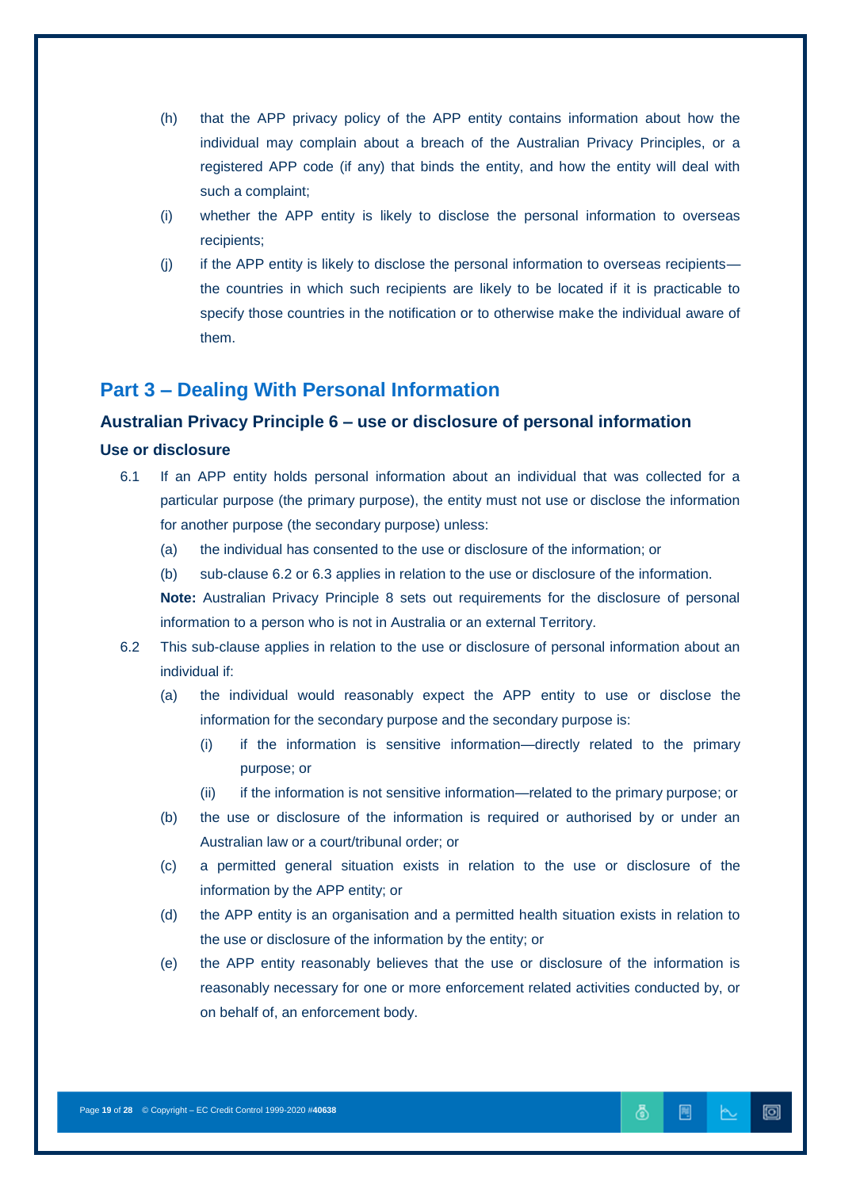(h) that the APP privacy policy of the APP entity contains information about how the individual may complain about a breach of the Australian Privacy Principles, or a registered APP code (if any) that binds the entity, and how the entity will deal with such a complaint;

(i) whether the APP entity is likely to disclose the personal information to overseas recipients;

(j) if the APP entity is likely to disclose the personal information to overseas recipients—the countries in which such recipients are likely to be located if it is practicable to specify those countries in the notification or to otherwise make the individual aware of them.

## Part 3 – Dealing With Personal Information

### Australian Privacy Principle 6 – use or disclosure of personal information

#### Use or disclosure

6.1 If an APP entity holds personal information about an individual that was collected for a particular purpose (the primary purpose), the entity must not use or disclose the information for another purpose (the secondary purpose) unless:

(a) the individual has consented to the use or disclosure of the information; or

(b) sub-clause 6.2 or 6.3 applies in relation to the use or disclosure of the information.

**Note:** Australian Privacy Principle 8 sets out requirements for the disclosure of personal information to a person who is not in Australia or an external Territory.

6.2 This sub-clause applies in relation to the use or disclosure of personal information about an individual if:

(a) the individual would reasonably expect the APP entity to use or disclose the information for the secondary purpose and the secondary purpose is:

(i) if the information is sensitive information—directly related to the primary purpose; or

(ii) if the information is not sensitive information—related to the primary purpose; or

(b) the use or disclosure of the information is required or authorised by or under an Australian law or a court/tribunal order; or

(c) a permitted general situation exists in relation to the use or disclosure of the information by the APP entity; or

(d) the APP entity is an organisation and a permitted health situation exists in relation to the use or disclosure of the information by the entity; or

(e) the APP entity reasonably believes that the use or disclosure of the information is reasonably necessary for one or more enforcement related activities conducted by, or on behalf of, an enforcement body.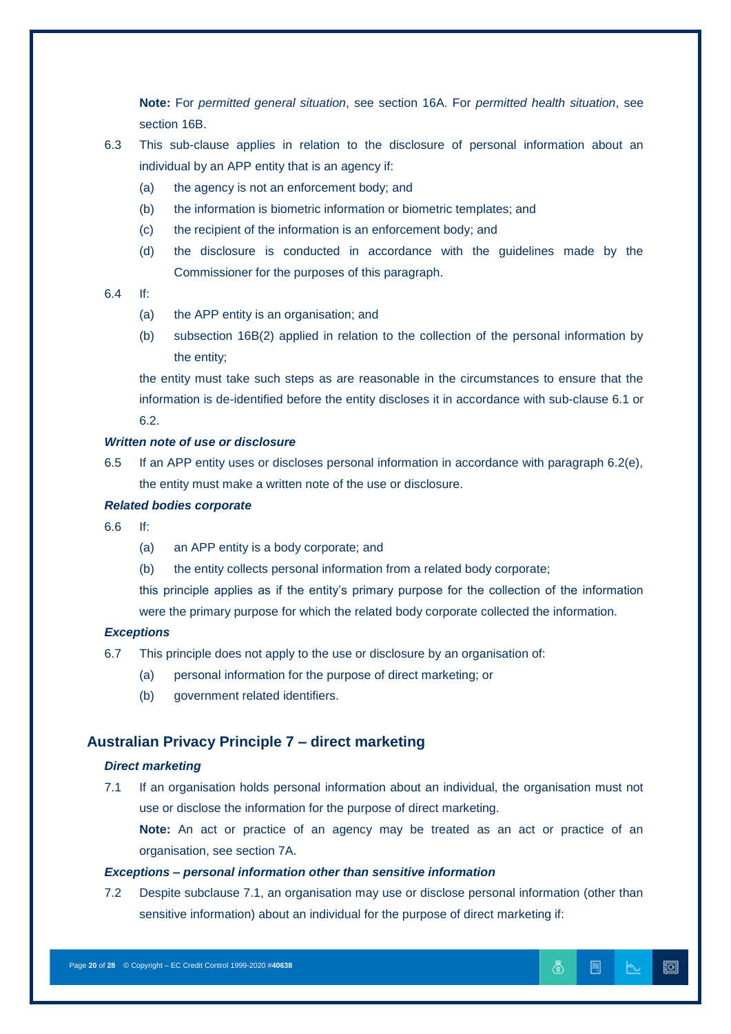**Note:** For *permitted general situation*, see section 16A. For *permitted health situation*, see section 16B.

6.3 This sub-clause applies in relation to the disclosure of personal information about an individual by an APP entity that is an agency if:

- (a) the agency is not an enforcement body; and
- (b) the information is biometric information or biometric templates; and
- (c) the recipient of the information is an enforcement body; and
- (d) the disclosure is conducted in accordance with the guidelines made by the Commissioner for the purposes of this paragraph.

6.4 If:

- (a) the APP entity is an organisation; and
- (b) subsection 16B(2) applied in relation to the collection of the personal information by the entity;

the entity must take such steps as are reasonable in the circumstances to ensure that the information is de-identified before the entity discloses it in accordance with sub-clause 6.1 or 6.2.

***Written note of use or disclosure***

6.5 If an APP entity uses or discloses personal information in accordance with paragraph 6.2(e), the entity must make a written note of the use or disclosure.

***Related bodies corporate***

6.6 If:

- (a) an APP entity is a body corporate; and
- (b) the entity collects personal information from a related body corporate;

this principle applies as if the entity's primary purpose for the collection of the information were the primary purpose for which the related body corporate collected the information.

***Exceptions***

6.7 This principle does not apply to the use or disclosure by an organisation of:

- (a) personal information for the purpose of direct marketing; or
- (b) government related identifiers.

## Australian Privacy Principle 7 – direct marketing

***Direct marketing***

7.1 If an organisation holds personal information about an individual, the organisation must not use or disclose the information for the purpose of direct marketing.

**Note:** An act or practice of an agency may be treated as an act or practice of an organisation, see section 7A.

***Exceptions – personal information other than sensitive information***

7.2 Despite subclause 7.1, an organisation may use or disclose personal information (other than sensitive information) about an individual for the purpose of direct marketing if: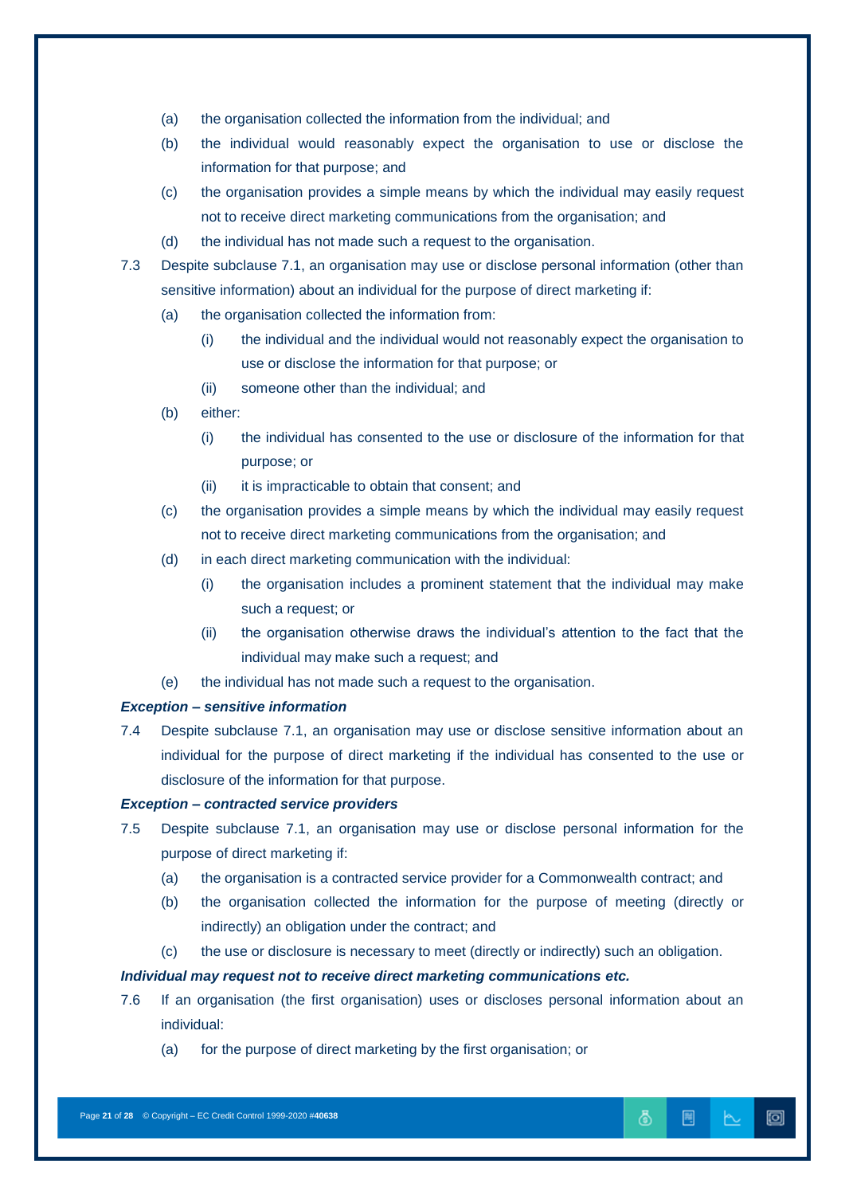(a) the organisation collected the information from the individual; and

(b) the individual would reasonably expect the organisation to use or disclose the information for that purpose; and

(c) the organisation provides a simple means by which the individual may easily request not to receive direct marketing communications from the organisation; and

(d) the individual has not made such a request to the organisation.

7.3 Despite subclause 7.1, an organisation may use or disclose personal information (other than sensitive information) about an individual for the purpose of direct marketing if:

- (a) the organisation collected the information from:
  - (i) the individual and the individual would not reasonably expect the organisation to use or disclose the information for that purpose; or
  - (ii) someone other than the individual; and
- (b) either:
  - (i) the individual has consented to the use or disclosure of the information for that purpose; or
  - (ii) it is impracticable to obtain that consent; and
- (c) the organisation provides a simple means by which the individual may easily request not to receive direct marketing communications from the organisation; and
- (d) in each direct marketing communication with the individual:
  - (i) the organisation includes a prominent statement that the individual may make such a request; or
  - (ii) the organisation otherwise draws the individual's attention to the fact that the individual may make such a request; and
- (e) the individual has not made such a request to the organisation.

***Exception – sensitive information***

7.4 Despite subclause 7.1, an organisation may use or disclose sensitive information about an individual for the purpose of direct marketing if the individual has consented to the use or disclosure of the information for that purpose.

***Exception – contracted service providers***

7.5 Despite subclause 7.1, an organisation may use or disclose personal information for the purpose of direct marketing if:

- (a) the organisation is a contracted service provider for a Commonwealth contract; and
- (b) the organisation collected the information for the purpose of meeting (directly or indirectly) an obligation under the contract; and
- (c) the use or disclosure is necessary to meet (directly or indirectly) such an obligation.

***Individual may request not to receive direct marketing communications etc.***

7.6 If an organisation (the first organisation) uses or discloses personal information about an individual:

- (a) for the purpose of direct marketing by the first organisation; or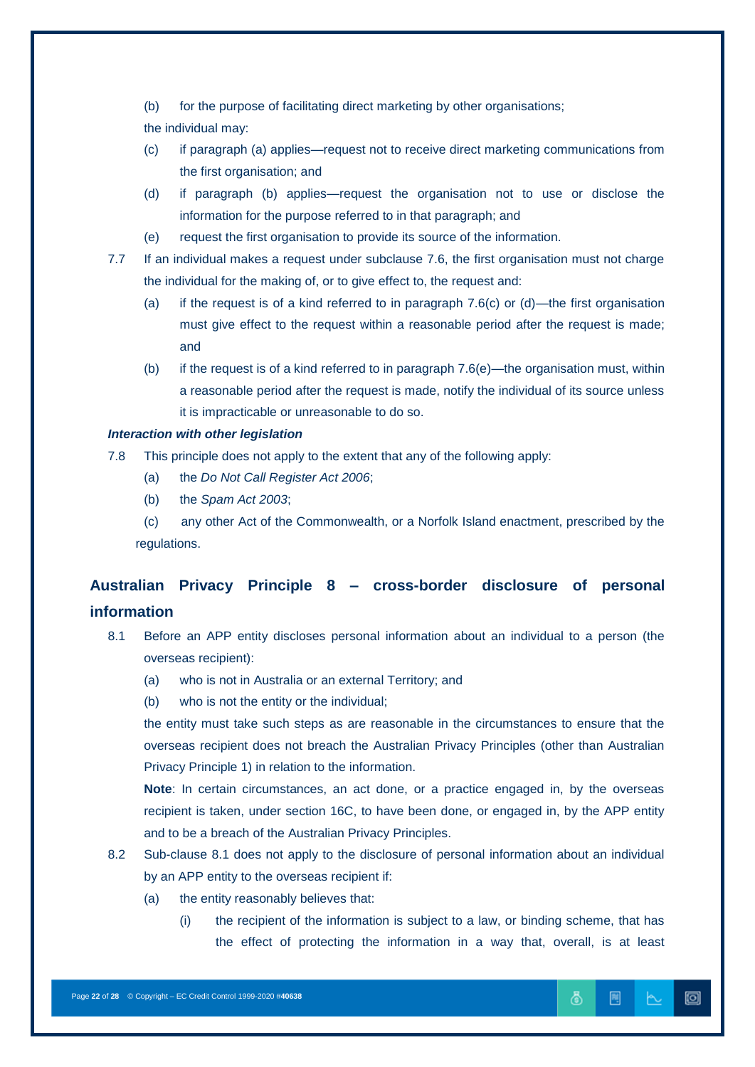(b) for the purpose of facilitating direct marketing by other organisations;

the individual may:

(c) if paragraph (a) applies—request not to receive direct marketing communications from the first organisation; and

(d) if paragraph (b) applies—request the organisation not to use or disclose the information for the purpose referred to in that paragraph; and

(e) request the first organisation to provide its source of the information.

7.7 If an individual makes a request under subclause 7.6, the first organisation must not charge the individual for the making of, or to give effect to, the request and:

(a) if the request is of a kind referred to in paragraph 7.6(c) or (d)—the first organisation must give effect to the request within a reasonable period after the request is made; and

(b) if the request is of a kind referred to in paragraph 7.6(e)—the organisation must, within a reasonable period after the request is made, notify the individual of its source unless it is impracticable or unreasonable to do so.

***Interaction with other legislation***

7.8 This principle does not apply to the extent that any of the following apply:

(a) the *Do Not Call Register Act 2006*;

(b) the *Spam Act 2003*;

(c) any other Act of the Commonwealth, or a Norfolk Island enactment, prescribed by the regulations.

## Australian Privacy Principle 8 – cross-border disclosure of personal information

8.1 Before an APP entity discloses personal information about an individual to a person (the overseas recipient):

(a) who is not in Australia or an external Territory; and

(b) who is not the entity or the individual;

the entity must take such steps as are reasonable in the circumstances to ensure that the overseas recipient does not breach the Australian Privacy Principles (other than Australian Privacy Principle 1) in relation to the information.

**Note**: In certain circumstances, an act done, or a practice engaged in, by the overseas recipient is taken, under section 16C, to have been done, or engaged in, by the APP entity and to be a breach of the Australian Privacy Principles.

8.2 Sub-clause 8.1 does not apply to the disclosure of personal information about an individual by an APP entity to the overseas recipient if:

(a) the entity reasonably believes that:

(i) the recipient of the information is subject to a law, or binding scheme, that has the effect of protecting the information in a way that, overall, is at least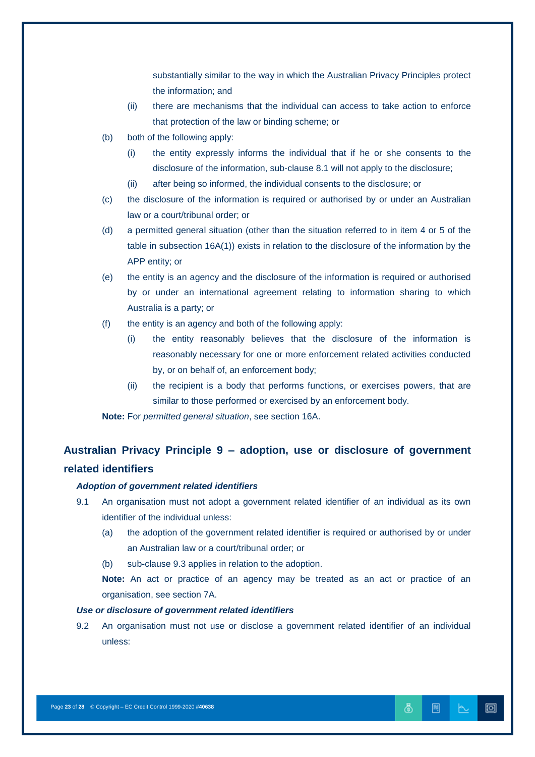substantially similar to the way in which the Australian Privacy Principles protect the information; and

- (ii) there are mechanisms that the individual can access to take action to enforce that protection of the law or binding scheme; or

- (b) both of the following apply:
  - (i) the entity expressly informs the individual that if he or she consents to the disclosure of the information, sub-clause 8.1 will not apply to the disclosure;
  - (ii) after being so informed, the individual consents to the disclosure; or
- (c) the disclosure of the information is required or authorised by or under an Australian law or a court/tribunal order; or
- (d) a permitted general situation (other than the situation referred to in item 4 or 5 of the table in subsection 16A(1)) exists in relation to the disclosure of the information by the APP entity; or
- (e) the entity is an agency and the disclosure of the information is required or authorised by or under an international agreement relating to information sharing to which Australia is a party; or
- (f) the entity is an agency and both of the following apply:
  - (i) the entity reasonably believes that the disclosure of the information is reasonably necessary for one or more enforcement related activities conducted by, or on behalf of, an enforcement body;
  - (ii) the recipient is a body that performs functions, or exercises powers, that are similar to those performed or exercised by an enforcement body.

**Note:** For *permitted general situation*, see section 16A.

## Australian Privacy Principle 9 – adoption, use or disclosure of government related identifiers

### *Adoption of government related identifiers*

9.1 An organisation must not adopt a government related identifier of an individual as its own identifier of the individual unless:

- (a) the adoption of the government related identifier is required or authorised by or under an Australian law or a court/tribunal order; or
- (b) sub-clause 9.3 applies in relation to the adoption.

**Note:** An act or practice of an agency may be treated as an act or practice of an organisation, see section 7A.

### *Use or disclosure of government related identifiers*

9.2 An organisation must not use or disclose a government related identifier of an individual unless: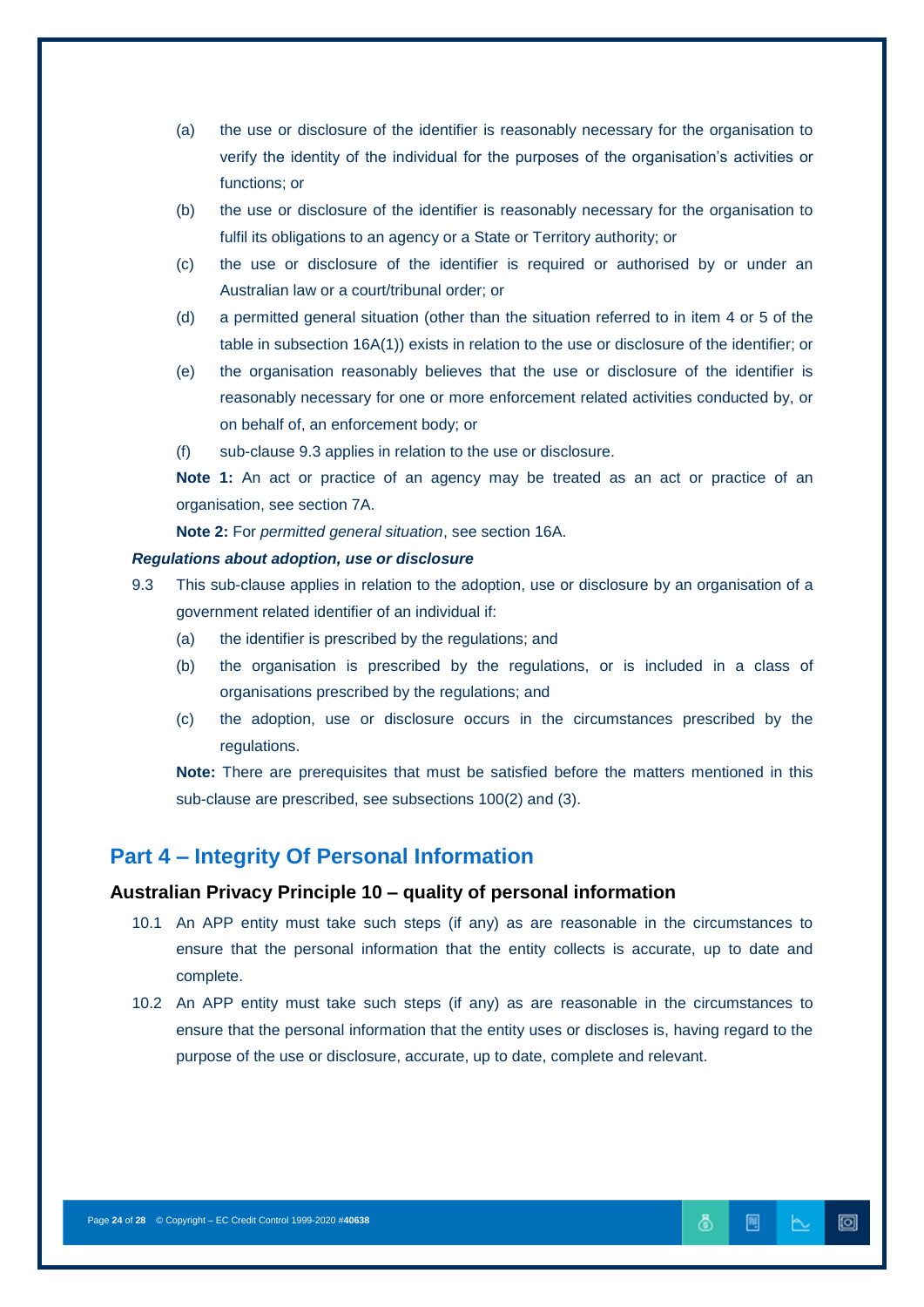(a) the use or disclosure of the identifier is reasonably necessary for the organisation to verify the identity of the individual for the purposes of the organisation's activities or functions; or

(b) the use or disclosure of the identifier is reasonably necessary for the organisation to fulfil its obligations to an agency or a State or Territory authority; or

(c) the use or disclosure of the identifier is required or authorised by or under an Australian law or a court/tribunal order; or

(d) a permitted general situation (other than the situation referred to in item 4 or 5 of the table in subsection 16A(1)) exists in relation to the use or disclosure of the identifier; or

(e) the organisation reasonably believes that the use or disclosure of the identifier is reasonably necessary for one or more enforcement related activities conducted by, or on behalf of, an enforcement body; or

(f) sub-clause 9.3 applies in relation to the use or disclosure.

**Note 1:** An act or practice of an agency may be treated as an act or practice of an organisation, see section 7A.

**Note 2:** For *permitted general situation*, see section 16A.

***Regulations about adoption, use or disclosure***

9.3 This sub-clause applies in relation to the adoption, use or disclosure by an organisation of a government related identifier of an individual if:

(a) the identifier is prescribed by the regulations; and

(b) the organisation is prescribed by the regulations, or is included in a class of organisations prescribed by the regulations; and

(c) the adoption, use or disclosure occurs in the circumstances prescribed by the regulations.

**Note:** There are prerequisites that must be satisfied before the matters mentioned in this sub-clause are prescribed, see subsections 100(2) and (3).

## Part 4 – Integrity Of Personal Information

### Australian Privacy Principle 10 – quality of personal information

10.1 An APP entity must take such steps (if any) as are reasonable in the circumstances to ensure that the personal information that the entity collects is accurate, up to date and complete.

10.2 An APP entity must take such steps (if any) as are reasonable in the circumstances to ensure that the personal information that the entity uses or discloses is, having regard to the purpose of the use or disclosure, accurate, up to date, complete and relevant.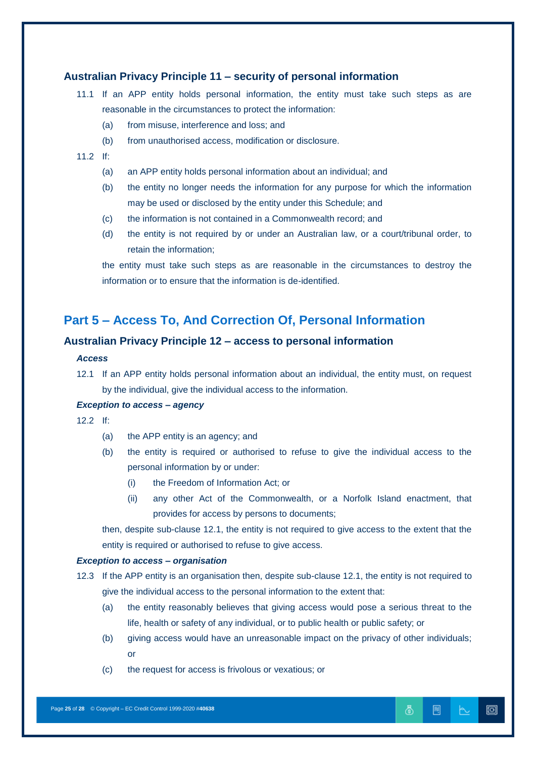### Australian Privacy Principle 11 – security of personal information

11.1 If an APP entity holds personal information, the entity must take such steps as are reasonable in the circumstances to protect the information:

(a) from misuse, interference and loss; and

(b) from unauthorised access, modification or disclosure.

11.2 If:

(a) an APP entity holds personal information about an individual; and

(b) the entity no longer needs the information for any purpose for which the information may be used or disclosed by the entity under this Schedule; and

(c) the information is not contained in a Commonwealth record; and

(d) the entity is not required by or under an Australian law, or a court/tribunal order, to retain the information;

the entity must take such steps as are reasonable in the circumstances to destroy the information or to ensure that the information is de-identified.

## Part 5 – Access To, And Correction Of, Personal Information

### Australian Privacy Principle 12 – access to personal information

***Access***

12.1 If an APP entity holds personal information about an individual, the entity must, on request by the individual, give the individual access to the information.

***Exception to access – agency***

12.2 If:

(a) the APP entity is an agency; and

(b) the entity is required or authorised to refuse to give the individual access to the personal information by or under:

(i) the Freedom of Information Act; or

(ii) any other Act of the Commonwealth, or a Norfolk Island enactment, that provides for access by persons to documents;

then, despite sub-clause 12.1, the entity is not required to give access to the extent that the entity is required or authorised to refuse to give access.

***Exception to access – organisation***

12.3 If the APP entity is an organisation then, despite sub-clause 12.1, the entity is not required to give the individual access to the personal information to the extent that:

(a) the entity reasonably believes that giving access would pose a serious threat to the life, health or safety of any individual, or to public health or public safety; or

(b) giving access would have an unreasonable impact on the privacy of other individuals; or

(c) the request for access is frivolous or vexatious; or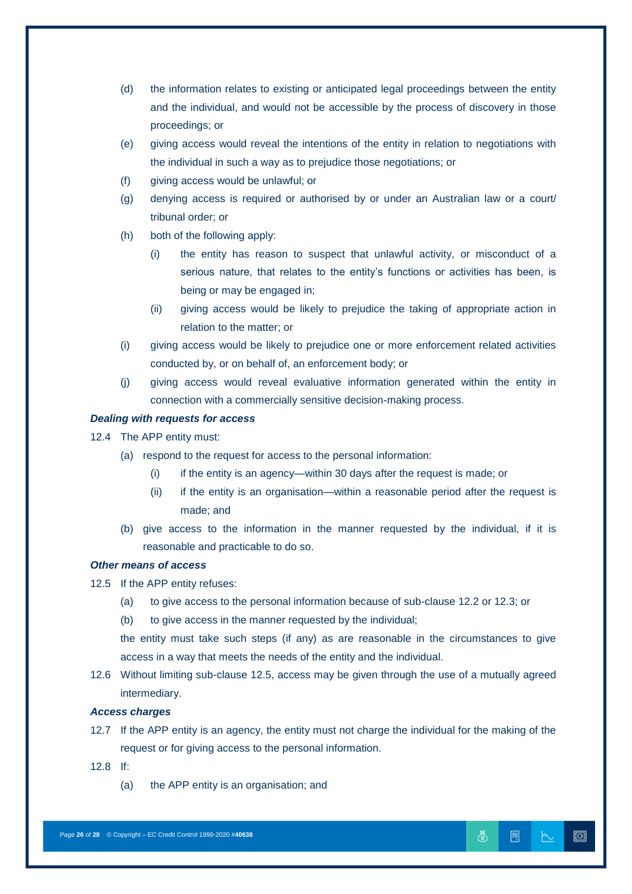(d) the information relates to existing or anticipated legal proceedings between the entity and the individual, and would not be accessible by the process of discovery in those proceedings; or

(e) giving access would reveal the intentions of the entity in relation to negotiations with the individual in such a way as to prejudice those negotiations; or

(f) giving access would be unlawful; or

(g) denying access is required or authorised by or under an Australian law or a court/ tribunal order; or

(h) both of the following apply:

  (i) the entity has reason to suspect that unlawful activity, or misconduct of a serious nature, that relates to the entity's functions or activities has been, is being or may be engaged in;

  (ii) giving access would be likely to prejudice the taking of appropriate action in relation to the matter; or

(i) giving access would be likely to prejudice one or more enforcement related activities conducted by, or on behalf of, an enforcement body; or

(j) giving access would reveal evaluative information generated within the entity in connection with a commercially sensitive decision-making process.

***Dealing with requests for access***

12.4 The APP entity must:

(a) respond to the request for access to the personal information:

  (i) if the entity is an agency—within 30 days after the request is made; or

  (ii) if the entity is an organisation—within a reasonable period after the request is made; and

(b) give access to the information in the manner requested by the individual, if it is reasonable and practicable to do so.

***Other means of access***

12.5 If the APP entity refuses:

(a) to give access to the personal information because of sub-clause 12.2 or 12.3; or

(b) to give access in the manner requested by the individual;

the entity must take such steps (if any) as are reasonable in the circumstances to give access in a way that meets the needs of the entity and the individual.

12.6 Without limiting sub-clause 12.5, access may be given through the use of a mutually agreed intermediary.

***Access charges***

12.7 If the APP entity is an agency, the entity must not charge the individual for the making of the request or for giving access to the personal information.

12.8 If:

(a) the APP entity is an organisation; and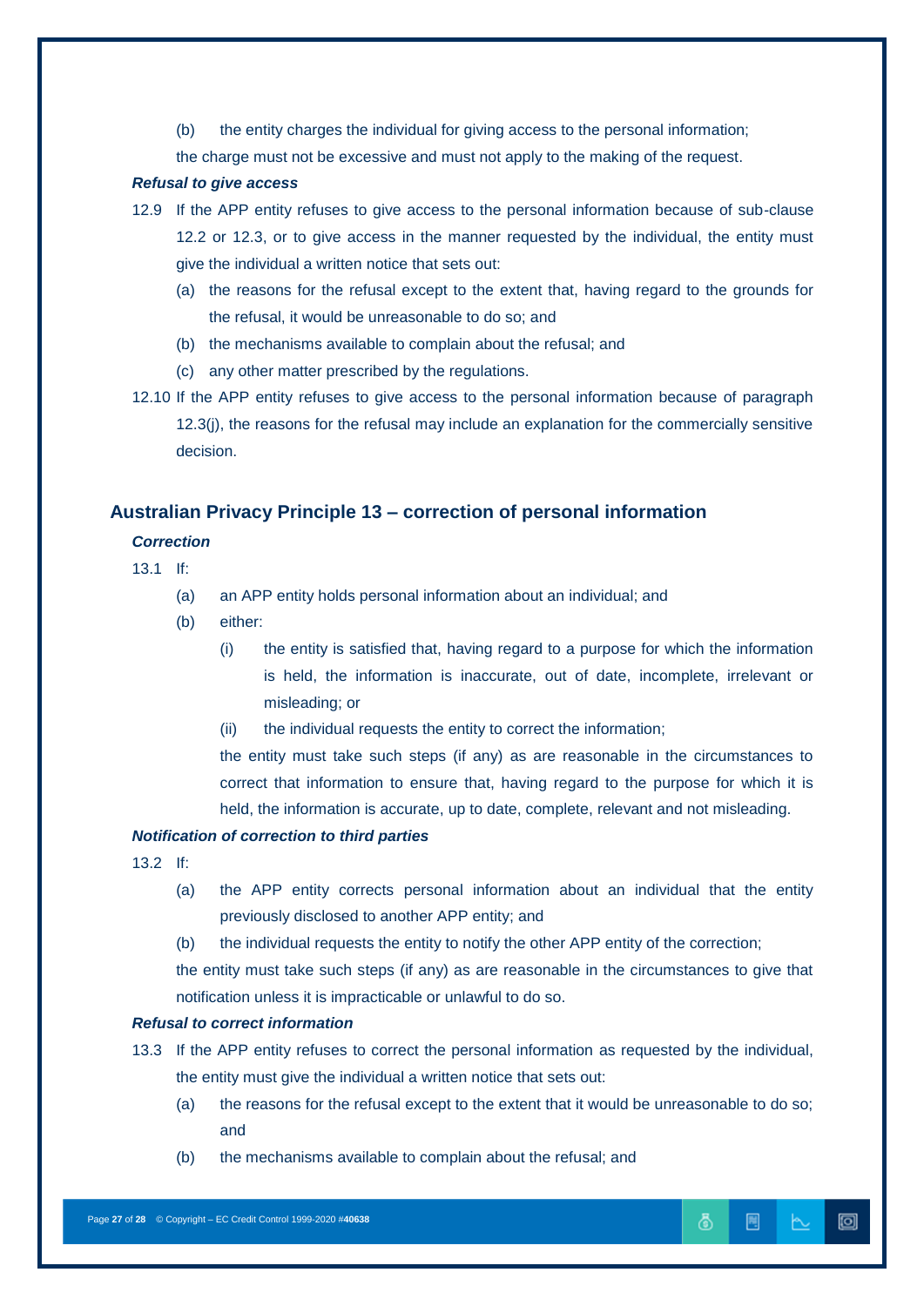(b) the entity charges the individual for giving access to the personal information;

the charge must not be excessive and must not apply to the making of the request.

***Refusal to give access***

12.9 If the APP entity refuses to give access to the personal information because of sub-clause 12.2 or 12.3, or to give access in the manner requested by the individual, the entity must give the individual a written notice that sets out:

(a) the reasons for the refusal except to the extent that, having regard to the grounds for the refusal, it would be unreasonable to do so; and

(b) the mechanisms available to complain about the refusal; and

(c) any other matter prescribed by the regulations.

12.10 If the APP entity refuses to give access to the personal information because of paragraph 12.3(j), the reasons for the refusal may include an explanation for the commercially sensitive decision.

## Australian Privacy Principle 13 – correction of personal information

***Correction***

13.1 If:

(a) an APP entity holds personal information about an individual; and

(b) either:

(i) the entity is satisfied that, having regard to a purpose for which the information is held, the information is inaccurate, out of date, incomplete, irrelevant or misleading; or

(ii) the individual requests the entity to correct the information;

the entity must take such steps (if any) as are reasonable in the circumstances to correct that information to ensure that, having regard to the purpose for which it is held, the information is accurate, up to date, complete, relevant and not misleading.

***Notification of correction to third parties***

13.2 If:

(a) the APP entity corrects personal information about an individual that the entity previously disclosed to another APP entity; and

(b) the individual requests the entity to notify the other APP entity of the correction;

the entity must take such steps (if any) as are reasonable in the circumstances to give that notification unless it is impracticable or unlawful to do so.

***Refusal to correct information***

13.3 If the APP entity refuses to correct the personal information as requested by the individual, the entity must give the individual a written notice that sets out:

(a) the reasons for the refusal except to the extent that it would be unreasonable to do so; and

(b) the mechanisms available to complain about the refusal; and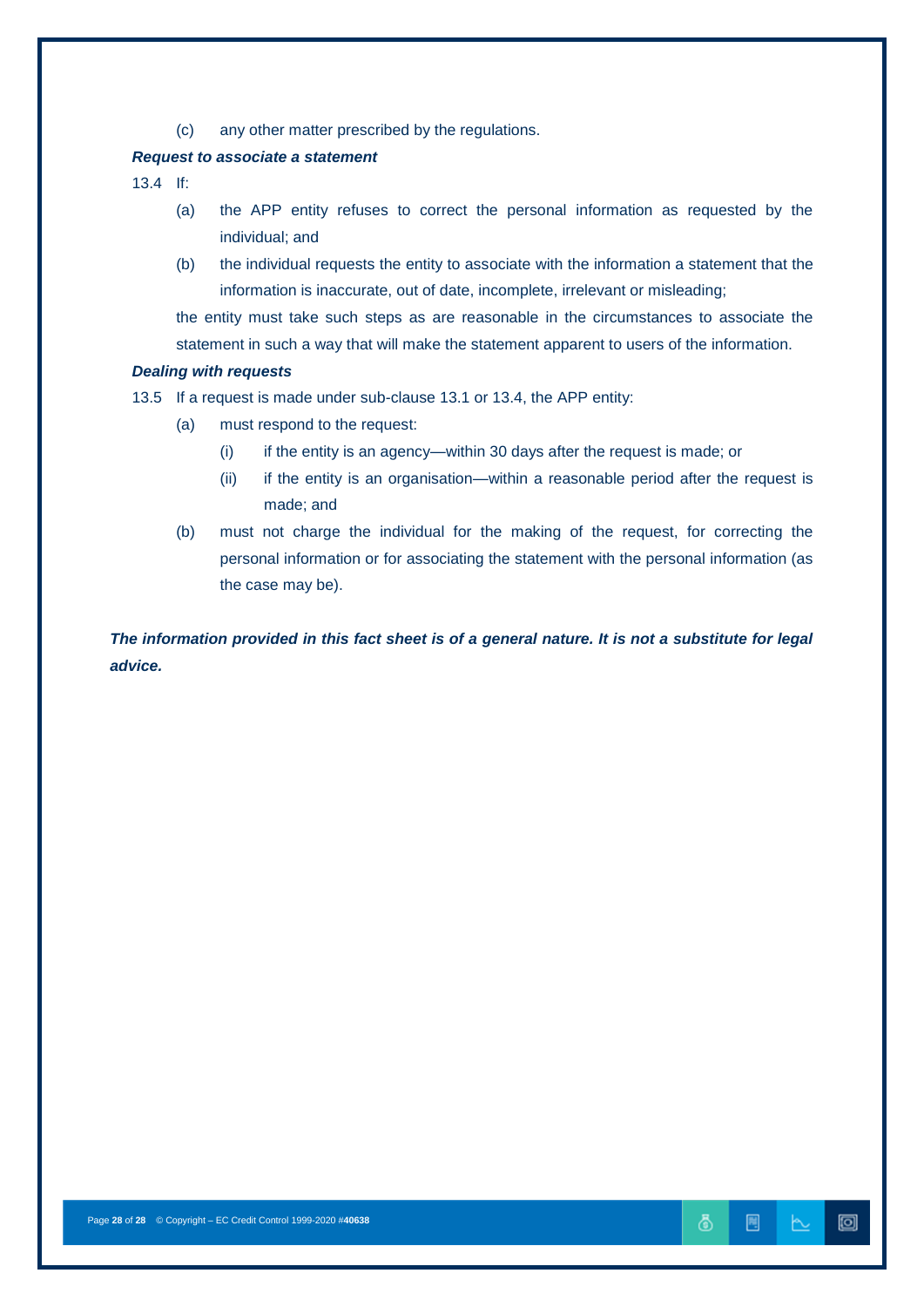(c) any other matter prescribed by the regulations.

***Request to associate a statement***

13.4 If:

(a) the APP entity refuses to correct the personal information as requested by the individual; and

(b) the individual requests the entity to associate with the information a statement that the information is inaccurate, out of date, incomplete, irrelevant or misleading;

the entity must take such steps as are reasonable in the circumstances to associate the statement in such a way that will make the statement apparent to users of the information.

***Dealing with requests***

13.5 If a request is made under sub-clause 13.1 or 13.4, the APP entity:

(a) must respond to the request:

(i) if the entity is an agency—within 30 days after the request is made; or

(ii) if the entity is an organisation—within a reasonable period after the request is made; and

(b) must not charge the individual for the making of the request, for correcting the personal information or for associating the statement with the personal information (as the case may be).

***The information provided in this fact sheet is of a general nature. It is not a substitute for legal advice.***